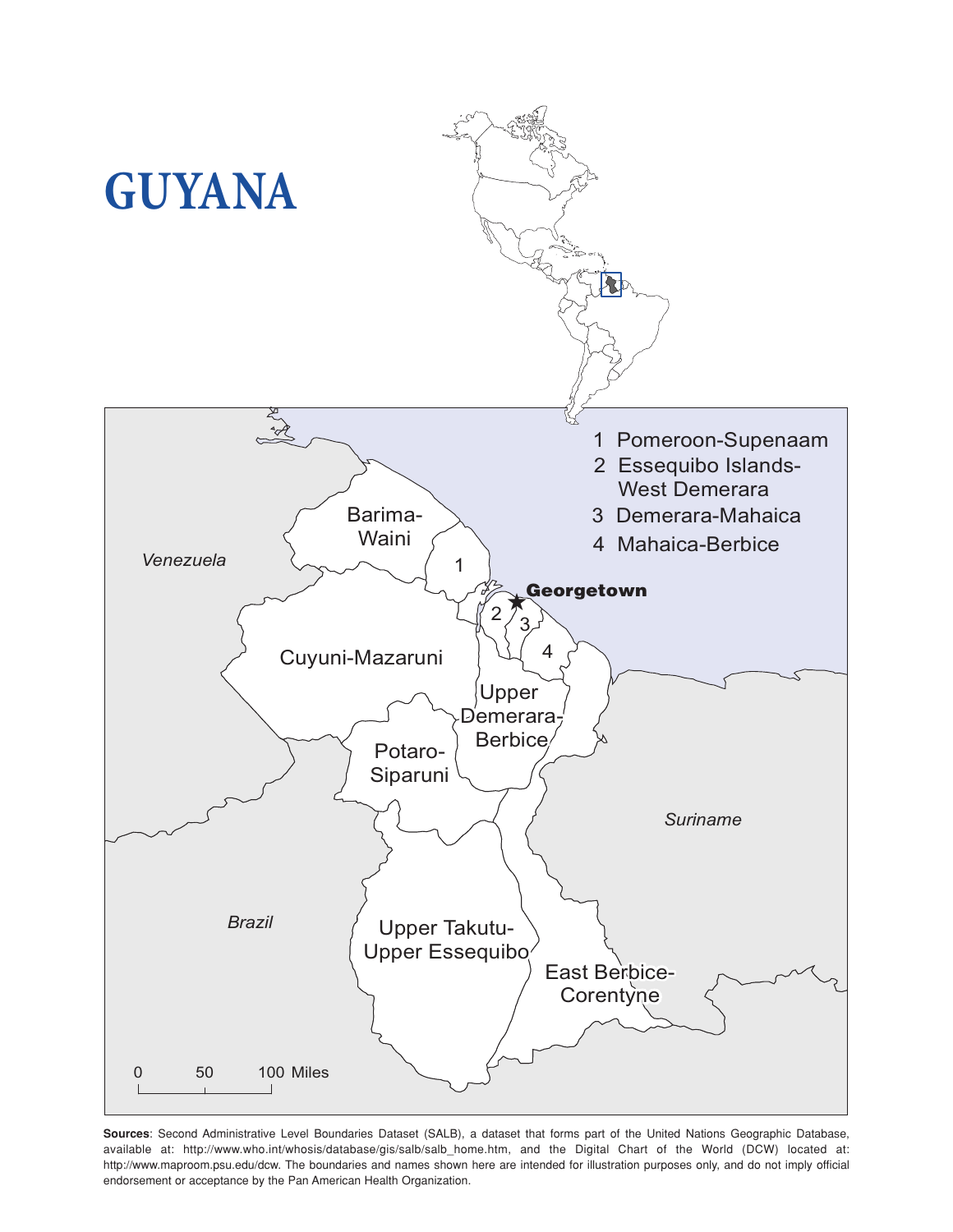# GUYANA

Venezuela

Barima-Waini

1 Pomeroon-Supenaam
2 Essequibo Islands-West Demerara
3 Demerara-Mahaica
4 Mahaica-Berbice

**Georgetown**

Cuyuni-Mazaruni

Upper Demerara-Berbice

Potaro-Siparuni

Suriname

Brazil

Upper Takutu-Upper Essequibo

East Berbice-Corentyne

0 50 100 Miles

**Sources**: Second Administrative Level Boundaries Dataset (SALB), a dataset that forms part of the United Nations Geographic Database, available at: http://www.who.int/whosis/database/gis/salb/salb_home.htm, and the Digital Chart of the World (DCW) located at: http://www.maproom.psu.edu/dcw. The boundaries and names shown here are intended for illustration purposes only, and do not imply official endorsement or acceptance by the Pan American Health Organization.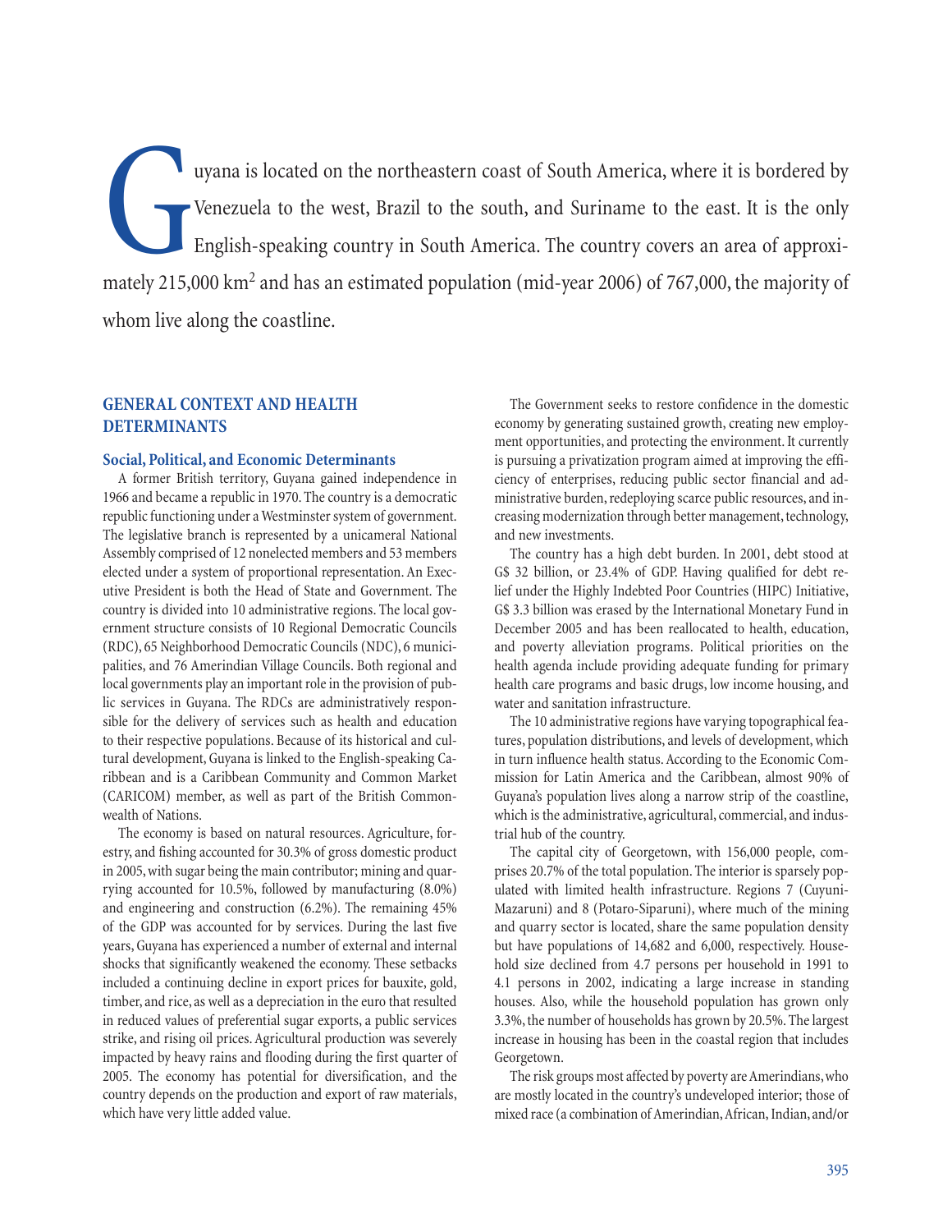Guyana is located on the northeastern coast of South America, where it is bordered by Venezuela to the west, Brazil to the south, and Suriname to the east. It is the only English-speaking country in South America. The country covers an area of approximately 215,000 km$^2$ and has an estimated population (mid-year 2006) of 767,000, the majority of whom live along the coastline.

## GENERAL CONTEXT AND HEALTH DETERMINANTS

### Social, Political, and Economic Determinants

A former British territory, Guyana gained independence in 1966 and became a republic in 1970. The country is a democratic republic functioning under a Westminster system of government. The legislative branch is represented by a unicameral National Assembly comprised of 12 nonelected members and 53 members elected under a system of proportional representation. An Executive President is both the Head of State and Government. The country is divided into 10 administrative regions. The local government structure consists of 10 Regional Democratic Councils (RDC), 65 Neighborhood Democratic Councils (NDC), 6 municipalities, and 76 Amerindian Village Councils. Both regional and local governments play an important role in the provision of public services in Guyana. The RDCs are administratively responsible for the delivery of services such as health and education to their respective populations. Because of its historical and cultural development, Guyana is linked to the English-speaking Caribbean and is a Caribbean Community and Common Market (CARICOM) member, as well as part of the British Commonwealth of Nations.

The economy is based on natural resources. Agriculture, forestry, and fishing accounted for 30.3% of gross domestic product in 2005, with sugar being the main contributor; mining and quarrying accounted for 10.5%, followed by manufacturing (8.0%) and engineering and construction (6.2%). The remaining 45% of the GDP was accounted for by services. During the last five years, Guyana has experienced a number of external and internal shocks that significantly weakened the economy. These setbacks included a continuing decline in export prices for bauxite, gold, timber, and rice, as well as a depreciation in the euro that resulted in reduced values of preferential sugar exports, a public services strike, and rising oil prices. Agricultural production was severely impacted by heavy rains and flooding during the first quarter of 2005. The economy has potential for diversification, and the country depends on the production and export of raw materials, which have very little added value.

The Government seeks to restore confidence in the domestic economy by generating sustained growth, creating new employment opportunities, and protecting the environment. It currently is pursuing a privatization program aimed at improving the efficiency of enterprises, reducing public sector financial and administrative burden, redeploying scarce public resources, and increasing modernization through better management, technology, and new investments.

The country has a high debt burden. In 2001, debt stood at G$ 32 billion, or 23.4% of GDP. Having qualified for debt relief under the Highly Indebted Poor Countries (HIPC) Initiative, G$ 3.3 billion was erased by the International Monetary Fund in December 2005 and has been reallocated to health, education, and poverty alleviation programs. Political priorities on the health agenda include providing adequate funding for primary health care programs and basic drugs, low income housing, and water and sanitation infrastructure.

The 10 administrative regions have varying topographical features, population distributions, and levels of development, which in turn influence health status. According to the Economic Commission for Latin America and the Caribbean, almost 90% of Guyana's population lives along a narrow strip of the coastline, which is the administrative, agricultural, commercial, and industrial hub of the country.

The capital city of Georgetown, with 156,000 people, comprises 20.7% of the total population. The interior is sparsely populated with limited health infrastructure. Regions 7 (Cuyuni-Mazaruni) and 8 (Potaro-Siparuni), where much of the mining and quarry sector is located, share the same population density but have populations of 14,682 and 6,000, respectively. Household size declined from 4.7 persons per household in 1991 to 4.1 persons in 2002, indicating a large increase in standing houses. Also, while the household population has grown only 3.3%, the number of households has grown by 20.5%. The largest increase in housing has been in the coastal region that includes Georgetown.

The risk groups most affected by poverty are Amerindians, who are mostly located in the country's undeveloped interior; those of mixed race (a combination of Amerindian, African, Indian, and/or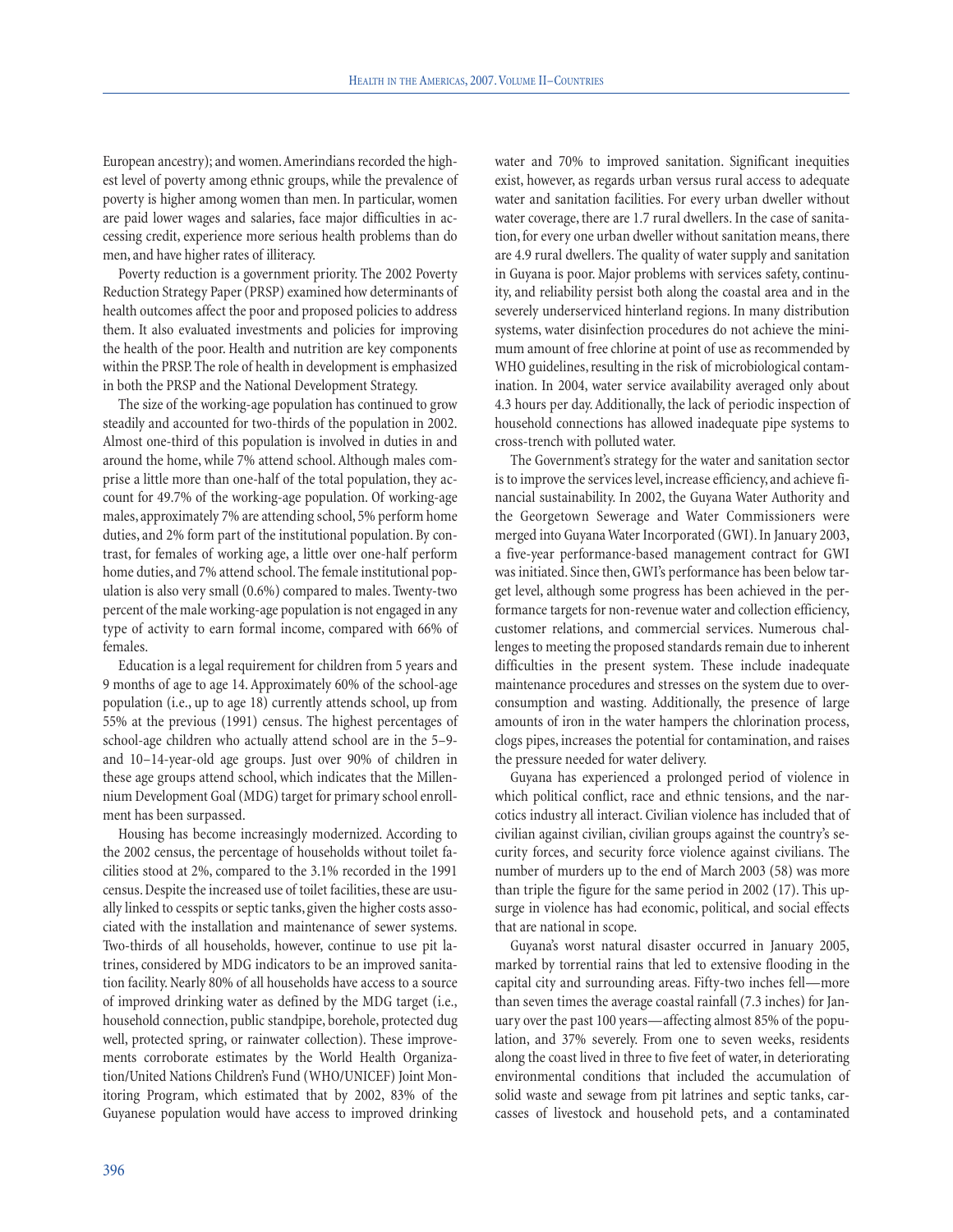European ancestry); and women. Amerindians recorded the highest level of poverty among ethnic groups, while the prevalence of poverty is higher among women than men. In particular, women are paid lower wages and salaries, face major difficulties in accessing credit, experience more serious health problems than do men, and have higher rates of illiteracy.

Poverty reduction is a government priority. The 2002 Poverty Reduction Strategy Paper (PRSP) examined how determinants of health outcomes affect the poor and proposed policies to address them. It also evaluated investments and policies for improving the health of the poor. Health and nutrition are key components within the PRSP. The role of health in development is emphasized in both the PRSP and the National Development Strategy.

The size of the working-age population has continued to grow steadily and accounted for two-thirds of the population in 2002. Almost one-third of this population is involved in duties in and around the home, while 7% attend school. Although males comprise a little more than one-half of the total population, they account for 49.7% of the working-age population. Of working-age males, approximately 7% are attending school, 5% perform home duties, and 2% form part of the institutional population. By contrast, for females of working age, a little over one-half perform home duties, and 7% attend school. The female institutional population is also very small (0.6%) compared to males. Twenty-two percent of the male working-age population is not engaged in any type of activity to earn formal income, compared with 66% of females.

Education is a legal requirement for children from 5 years and 9 months of age to age 14. Approximately 60% of the school-age population (i.e., up to age 18) currently attends school, up from 55% at the previous (1991) census. The highest percentages of school-age children who actually attend school are in the 5–9- and 10–14-year-old age groups. Just over 90% of children in these age groups attend school, which indicates that the Millennium Development Goal (MDG) target for primary school enrollment has been surpassed.

Housing has become increasingly modernized. According to the 2002 census, the percentage of households without toilet facilities stood at 2%, compared to the 3.1% recorded in the 1991 census. Despite the increased use of toilet facilities, these are usually linked to cesspits or septic tanks, given the higher costs associated with the installation and maintenance of sewer systems. Two-thirds of all households, however, continue to use pit latrines, considered by MDG indicators to be an improved sanitation facility. Nearly 80% of all households have access to a source of improved drinking water as defined by the MDG target (i.e., household connection, public standpipe, borehole, protected dug well, protected spring, or rainwater collection). These improvements corroborate estimates by the World Health Organization/United Nations Children's Fund (WHO/UNICEF) Joint Monitoring Program, which estimated that by 2002, 83% of the Guyanese population would have access to improved drinking water and 70% to improved sanitation. Significant inequities exist, however, as regards urban versus rural access to adequate water and sanitation facilities. For every urban dweller without water coverage, there are 1.7 rural dwellers. In the case of sanitation, for every one urban dweller without sanitation means, there are 4.9 rural dwellers. The quality of water supply and sanitation in Guyana is poor. Major problems with services safety, continuity, and reliability persist both along the coastal area and in the severely underserviced hinterland regions. In many distribution systems, water disinfection procedures do not achieve the minimum amount of free chlorine at point of use as recommended by WHO guidelines, resulting in the risk of microbiological contamination. In 2004, water service availability averaged only about 4.3 hours per day. Additionally, the lack of periodic inspection of household connections has allowed inadequate pipe systems to cross-trench with polluted water.

The Government's strategy for the water and sanitation sector is to improve the services level, increase efficiency, and achieve financial sustainability. In 2002, the Guyana Water Authority and the Georgetown Sewerage and Water Commissioners were merged into Guyana Water Incorporated (GWI). In January 2003, a five-year performance-based management contract for GWI was initiated. Since then, GWI's performance has been below target level, although some progress has been achieved in the performance targets for non-revenue water and collection efficiency, customer relations, and commercial services. Numerous challenges to meeting the proposed standards remain due to inherent difficulties in the present system. These include inadequate maintenance procedures and stresses on the system due to overconsumption and wasting. Additionally, the presence of large amounts of iron in the water hampers the chlorination process, clogs pipes, increases the potential for contamination, and raises the pressure needed for water delivery.

Guyana has experienced a prolonged period of violence in which political conflict, race and ethnic tensions, and the narcotics industry all interact. Civilian violence has included that of civilian against civilian, civilian groups against the country's security forces, and security force violence against civilians. The number of murders up to the end of March 2003 (58) was more than triple the figure for the same period in 2002 (17). This upsurge in violence has had economic, political, and social effects that are national in scope.

Guyana's worst natural disaster occurred in January 2005, marked by torrential rains that led to extensive flooding in the capital city and surrounding areas. Fifty-two inches fell—more than seven times the average coastal rainfall (7.3 inches) for January over the past 100 years—affecting almost 85% of the population, and 37% severely. From one to seven weeks, residents along the coast lived in three to five feet of water, in deteriorating environmental conditions that included the accumulation of solid waste and sewage from pit latrines and septic tanks, carcasses of livestock and household pets, and a contaminated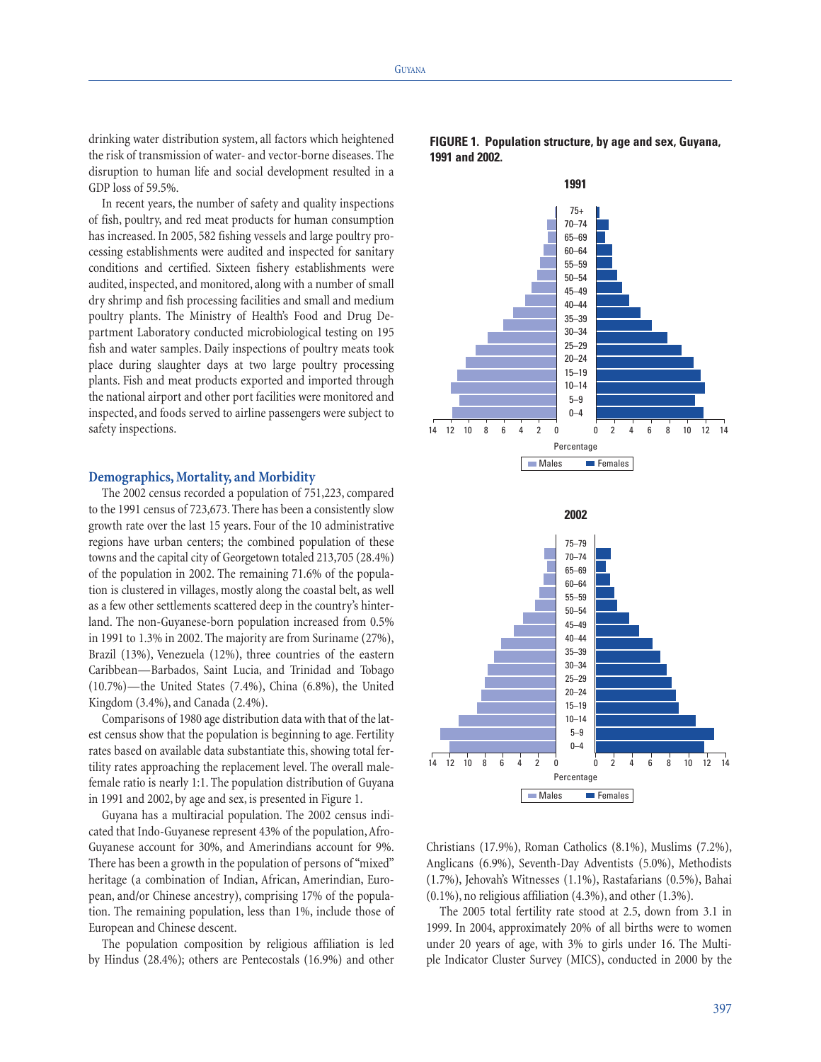drinking water distribution system, all factors which heightened the risk of transmission of water- and vector-borne diseases. The disruption to human life and social development resulted in a GDP loss of 59.5%.

In recent years, the number of safety and quality inspections of fish, poultry, and red meat products for human consumption has increased. In 2005, 582 fishing vessels and large poultry processing establishments were audited and inspected for sanitary conditions and certified. Sixteen fishery establishments were audited, inspected, and monitored, along with a number of small dry shrimp and fish processing facilities and small and medium poultry plants. The Ministry of Health's Food and Drug Department Laboratory conducted microbiological testing on 195 fish and water samples. Daily inspections of poultry meats took place during slaughter days at two large poultry processing plants. Fish and meat products exported and imported through the national airport and other port facilities were monitored and inspected, and foods served to airline passengers were subject to safety inspections.

## Demographics, Mortality, and Morbidity

The 2002 census recorded a population of 751,223, compared to the 1991 census of 723,673. There has been a consistently slow growth rate over the last 15 years. Four of the 10 administrative regions have urban centers; the combined population of these towns and the capital city of Georgetown totaled 213,705 (28.4%) of the population in 2002. The remaining 71.6% of the population is clustered in villages, mostly along the coastal belt, as well as a few other settlements scattered deep in the country's hinterland. The non-Guyanese-born population increased from 0.5% in 1991 to 1.3% in 2002. The majority are from Suriname (27%), Brazil (13%), Venezuela (12%), three countries of the eastern Caribbean—Barbados, Saint Lucia, and Trinidad and Tobago (10.7%)—the United States (7.4%), China (6.8%), the United Kingdom (3.4%), and Canada (2.4%).

Comparisons of 1980 age distribution data with that of the latest census show that the population is beginning to age. Fertility rates based on available data substantiate this, showing total fertility rates approaching the replacement level. The overall male-female ratio is nearly 1:1. The population distribution of Guyana in 1991 and 2002, by age and sex, is presented in Figure 1.

Guyana has a multiracial population. The 2002 census indicated that Indo-Guyanese represent 43% of the population, Afro-Guyanese account for 30%, and Amerindians account for 9%. There has been a growth in the population of persons of "mixed" heritage (a combination of Indian, African, Amerindian, European, and/or Chinese ancestry), comprising 17% of the population. The remaining population, less than 1%, include those of European and Chinese descent.

The population composition by religious affiliation is led by Hindus (28.4%); others are Pentecostals (16.9%) and other Christians (17.9%), Roman Catholics (8.1%), Muslims (7.2%), Anglicans (6.9%), Seventh-Day Adventists (5.0%), Methodists (1.7%), Jehovah's Witnesses (1.1%), Rastafarians (0.5%), Bahai (0.1%), no religious affiliation (4.3%), and other (1.3%).

The 2005 total fertility rate stood at 2.5, down from 3.1 in 1999. In 2004, approximately 20% of all births were to women under 20 years of age, with 3% to girls under 16. The Multiple Indicator Cluster Survey (MICS), conducted in 2000 by the

**FIGURE 1. Population structure, by age and sex, Guyana, 1991 and 2002.**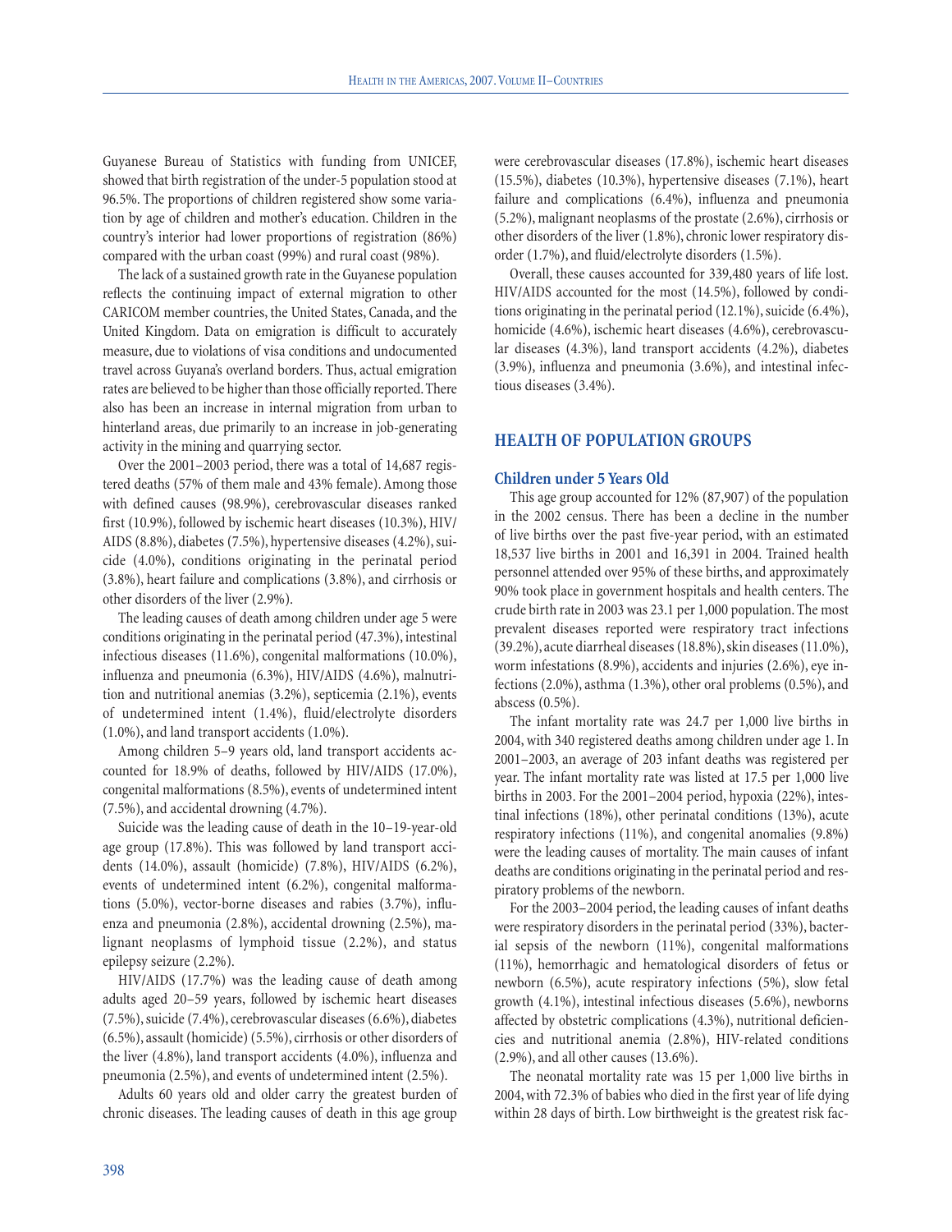Guyanese Bureau of Statistics with funding from UNICEF, showed that birth registration of the under-5 population stood at 96.5%. The proportions of children registered show some variation by age of children and mother's education. Children in the country's interior had lower proportions of registration (86%) compared with the urban coast (99%) and rural coast (98%).

The lack of a sustained growth rate in the Guyanese population reflects the continuing impact of external migration to other CARICOM member countries, the United States, Canada, and the United Kingdom. Data on emigration is difficult to accurately measure, due to violations of visa conditions and undocumented travel across Guyana's overland borders. Thus, actual emigration rates are believed to be higher than those officially reported. There also has been an increase in internal migration from urban to hinterland areas, due primarily to an increase in job-generating activity in the mining and quarrying sector.

Over the 2001–2003 period, there was a total of 14,687 registered deaths (57% of them male and 43% female). Among those with defined causes (98.9%), cerebrovascular diseases ranked first (10.9%), followed by ischemic heart diseases (10.3%), HIV/AIDS (8.8%), diabetes (7.5%), hypertensive diseases (4.2%), suicide (4.0%), conditions originating in the perinatal period (3.8%), heart failure and complications (3.8%), and cirrhosis or other disorders of the liver (2.9%).

The leading causes of death among children under age 5 were conditions originating in the perinatal period (47.3%), intestinal infectious diseases (11.6%), congenital malformations (10.0%), influenza and pneumonia (6.3%), HIV/AIDS (4.6%), malnutrition and nutritional anemias (3.2%), septicemia (2.1%), events of undetermined intent (1.4%), fluid/electrolyte disorders (1.0%), and land transport accidents (1.0%).

Among children 5–9 years old, land transport accidents accounted for 18.9% of deaths, followed by HIV/AIDS (17.0%), congenital malformations (8.5%), events of undetermined intent (7.5%), and accidental drowning (4.7%).

Suicide was the leading cause of death in the 10–19-year-old age group (17.8%). This was followed by land transport accidents (14.0%), assault (homicide) (7.8%), HIV/AIDS (6.2%), events of undetermined intent (6.2%), congenital malformations (5.0%), vector-borne diseases and rabies (3.7%), influenza and pneumonia (2.8%), accidental drowning (2.5%), malignant neoplasms of lymphoid tissue (2.2%), and status epilepsy seizure (2.2%).

HIV/AIDS (17.7%) was the leading cause of death among adults aged 20–59 years, followed by ischemic heart diseases (7.5%), suicide (7.4%), cerebrovascular diseases (6.6%), diabetes (6.5%), assault (homicide) (5.5%), cirrhosis or other disorders of the liver (4.8%), land transport accidents (4.0%), influenza and pneumonia (2.5%), and events of undetermined intent (2.5%).

Adults 60 years old and older carry the greatest burden of chronic diseases. The leading causes of death in this age group were cerebrovascular diseases (17.8%), ischemic heart diseases (15.5%), diabetes (10.3%), hypertensive diseases (7.1%), heart failure and complications (6.4%), influenza and pneumonia (5.2%), malignant neoplasms of the prostate (2.6%), cirrhosis or other disorders of the liver (1.8%), chronic lower respiratory disorder (1.7%), and fluid/electrolyte disorders (1.5%).

Overall, these causes accounted for 339,480 years of life lost. HIV/AIDS accounted for the most (14.5%), followed by conditions originating in the perinatal period (12.1%), suicide (6.4%), homicide (4.6%), ischemic heart diseases (4.6%), cerebrovascular diseases (4.3%), land transport accidents (4.2%), diabetes (3.9%), influenza and pneumonia (3.6%), and intestinal infectious diseases (3.4%).

## HEALTH OF POPULATION GROUPS

### Children under 5 Years Old

This age group accounted for 12% (87,907) of the population in the 2002 census. There has been a decline in the number of live births over the past five-year period, with an estimated 18,537 live births in 2001 and 16,391 in 2004. Trained health personnel attended over 95% of these births, and approximately 90% took place in government hospitals and health centers. The crude birth rate in 2003 was 23.1 per 1,000 population. The most prevalent diseases reported were respiratory tract infections (39.2%), acute diarrheal diseases (18.8%), skin diseases (11.0%), worm infestations (8.9%), accidents and injuries (2.6%), eye infections (2.0%), asthma (1.3%), other oral problems (0.5%), and abscess (0.5%).

The infant mortality rate was 24.7 per 1,000 live births in 2004, with 340 registered deaths among children under age 1. In 2001–2003, an average of 203 infant deaths was registered per year. The infant mortality rate was listed at 17.5 per 1,000 live births in 2003. For the 2001–2004 period, hypoxia (22%), intestinal infections (18%), other perinatal conditions (13%), acute respiratory infections (11%), and congenital anomalies (9.8%) were the leading causes of mortality. The main causes of infant deaths are conditions originating in the perinatal period and respiratory problems of the newborn.

For the 2003–2004 period, the leading causes of infant deaths were respiratory disorders in the perinatal period (33%), bacterial sepsis of the newborn (11%), congenital malformations (11%), hemorrhagic and hematological disorders of fetus or newborn (6.5%), acute respiratory infections (5%), slow fetal growth (4.1%), intestinal infectious diseases (5.6%), newborns affected by obstetric complications (4.3%), nutritional deficiencies and nutritional anemia (2.8%), HIV-related conditions (2.9%), and all other causes (13.6%).

The neonatal mortality rate was 15 per 1,000 live births in 2004, with 72.3% of babies who died in the first year of life dying within 28 days of birth. Low birthweight is the greatest risk fac-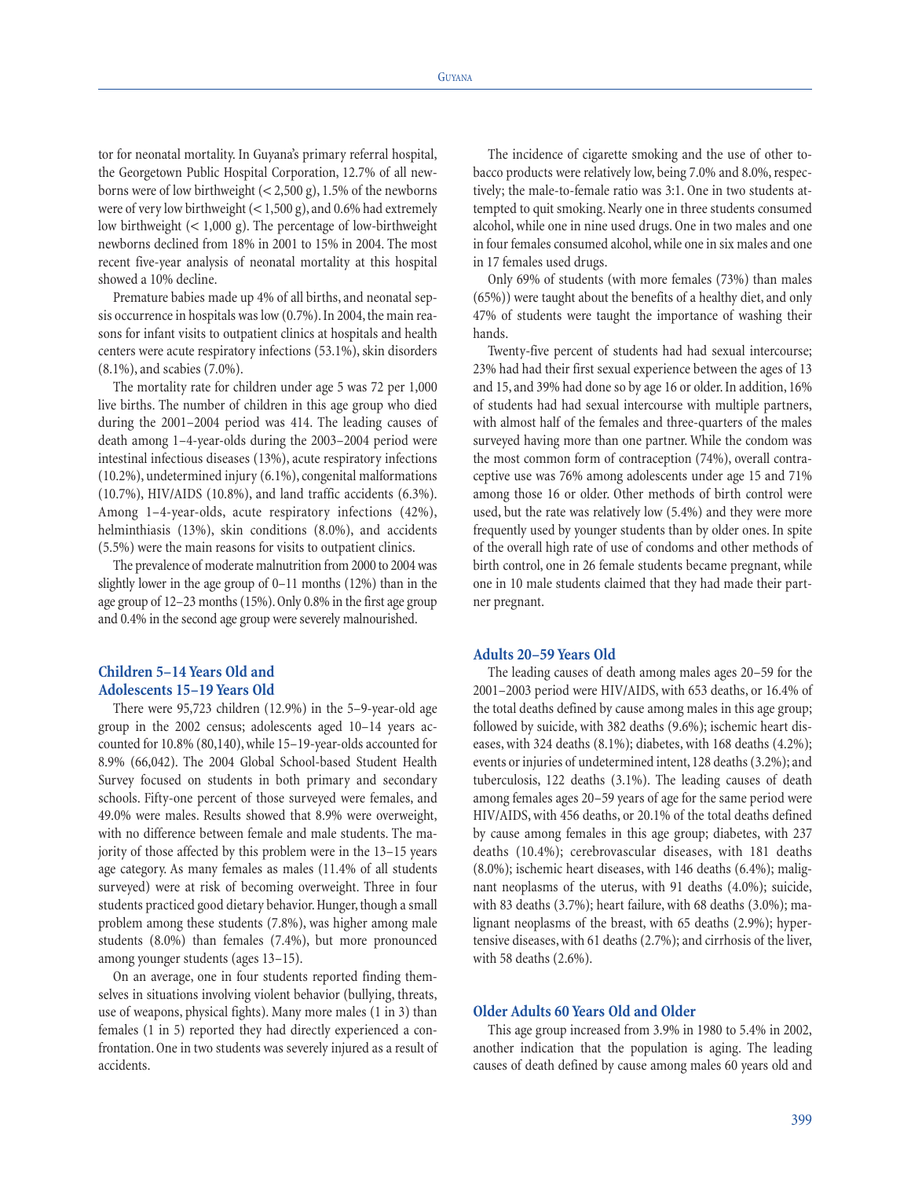tor for neonatal mortality. In Guyana's primary referral hospital, the Georgetown Public Hospital Corporation, 12.7% of all newborns were of low birthweight (< 2,500 g), 1.5% of the newborns were of very low birthweight (< 1,500 g), and 0.6% had extremely low birthweight (< 1,000 g). The percentage of low-birthweight newborns declined from 18% in 2001 to 15% in 2004. The most recent five-year analysis of neonatal mortality at this hospital showed a 10% decline.

Premature babies made up 4% of all births, and neonatal sepsis occurrence in hospitals was low (0.7%). In 2004, the main reasons for infant visits to outpatient clinics at hospitals and health centers were acute respiratory infections (53.1%), skin disorders (8.1%), and scabies (7.0%).

The mortality rate for children under age 5 was 72 per 1,000 live births. The number of children in this age group who died during the 2001–2004 period was 414. The leading causes of death among 1–4-year-olds during the 2003–2004 period were intestinal infectious diseases (13%), acute respiratory infections (10.2%), undetermined injury (6.1%), congenital malformations (10.7%), HIV/AIDS (10.8%), and land traffic accidents (6.3%). Among 1–4-year-olds, acute respiratory infections (42%), helminthiasis (13%), skin conditions (8.0%), and accidents (5.5%) were the main reasons for visits to outpatient clinics.

The prevalence of moderate malnutrition from 2000 to 2004 was slightly lower in the age group of 0–11 months (12%) than in the age group of 12–23 months (15%). Only 0.8% in the first age group and 0.4% in the second age group were severely malnourished.

### Children 5–14 Years Old and Adolescents 15–19 Years Old

There were 95,723 children (12.9%) in the 5–9-year-old age group in the 2002 census; adolescents aged 10–14 years accounted for 10.8% (80,140), while 15–19-year-olds accounted for 8.9% (66,042). The 2004 Global School-based Student Health Survey focused on students in both primary and secondary schools. Fifty-one percent of those surveyed were females, and 49.0% were males. Results showed that 8.9% were overweight, with no difference between female and male students. The majority of those affected by this problem were in the 13–15 years age category. As many females as males (11.4% of all students surveyed) were at risk of becoming overweight. Three in four students practiced good dietary behavior. Hunger, though a small problem among these students (7.8%), was higher among male students (8.0%) than females (7.4%), but more pronounced among younger students (ages 13–15).

On an average, one in four students reported finding themselves in situations involving violent behavior (bullying, threats, use of weapons, physical fights). Many more males (1 in 3) than females (1 in 5) reported they had directly experienced a confrontation. One in two students was severely injured as a result of accidents.

The incidence of cigarette smoking and the use of other tobacco products were relatively low, being 7.0% and 8.0%, respectively; the male-to-female ratio was 3:1. One in two students attempted to quit smoking. Nearly one in three students consumed alcohol, while one in nine used drugs. One in two males and one in four females consumed alcohol, while one in six males and one in 17 females used drugs.

Only 69% of students (with more females (73%) than males (65%)) were taught about the benefits of a healthy diet, and only 47% of students were taught the importance of washing their hands.

Twenty-five percent of students had had sexual intercourse; 23% had had their first sexual experience between the ages of 13 and 15, and 39% had done so by age 16 or older. In addition, 16% of students had had sexual intercourse with multiple partners, with almost half of the females and three-quarters of the males surveyed having more than one partner. While the condom was the most common form of contraception (74%), overall contraceptive use was 76% among adolescents under age 15 and 71% among those 16 or older. Other methods of birth control were used, but the rate was relatively low (5.4%) and they were more frequently used by younger students than by older ones. In spite of the overall high rate of use of condoms and other methods of birth control, one in 26 female students became pregnant, while one in 10 male students claimed that they had made their partner pregnant.

### Adults 20–59 Years Old

The leading causes of death among males ages 20–59 for the 2001–2003 period were HIV/AIDS, with 653 deaths, or 16.4% of the total deaths defined by cause among males in this age group; followed by suicide, with 382 deaths (9.6%); ischemic heart diseases, with 324 deaths (8.1%); diabetes, with 168 deaths (4.2%); events or injuries of undetermined intent, 128 deaths (3.2%); and tuberculosis, 122 deaths (3.1%). The leading causes of death among females ages 20–59 years of age for the same period were HIV/AIDS, with 456 deaths, or 20.1% of the total deaths defined by cause among females in this age group; diabetes, with 237 deaths (10.4%); cerebrovascular diseases, with 181 deaths (8.0%); ischemic heart diseases, with 146 deaths (6.4%); malignant neoplasms of the uterus, with 91 deaths (4.0%); suicide, with 83 deaths (3.7%); heart failure, with 68 deaths (3.0%); malignant neoplasms of the breast, with 65 deaths (2.9%); hypertensive diseases, with 61 deaths (2.7%); and cirrhosis of the liver, with 58 deaths (2.6%).

### Older Adults 60 Years Old and Older

This age group increased from 3.9% in 1980 to 5.4% in 2002, another indication that the population is aging. The leading causes of death defined by cause among males 60 years old and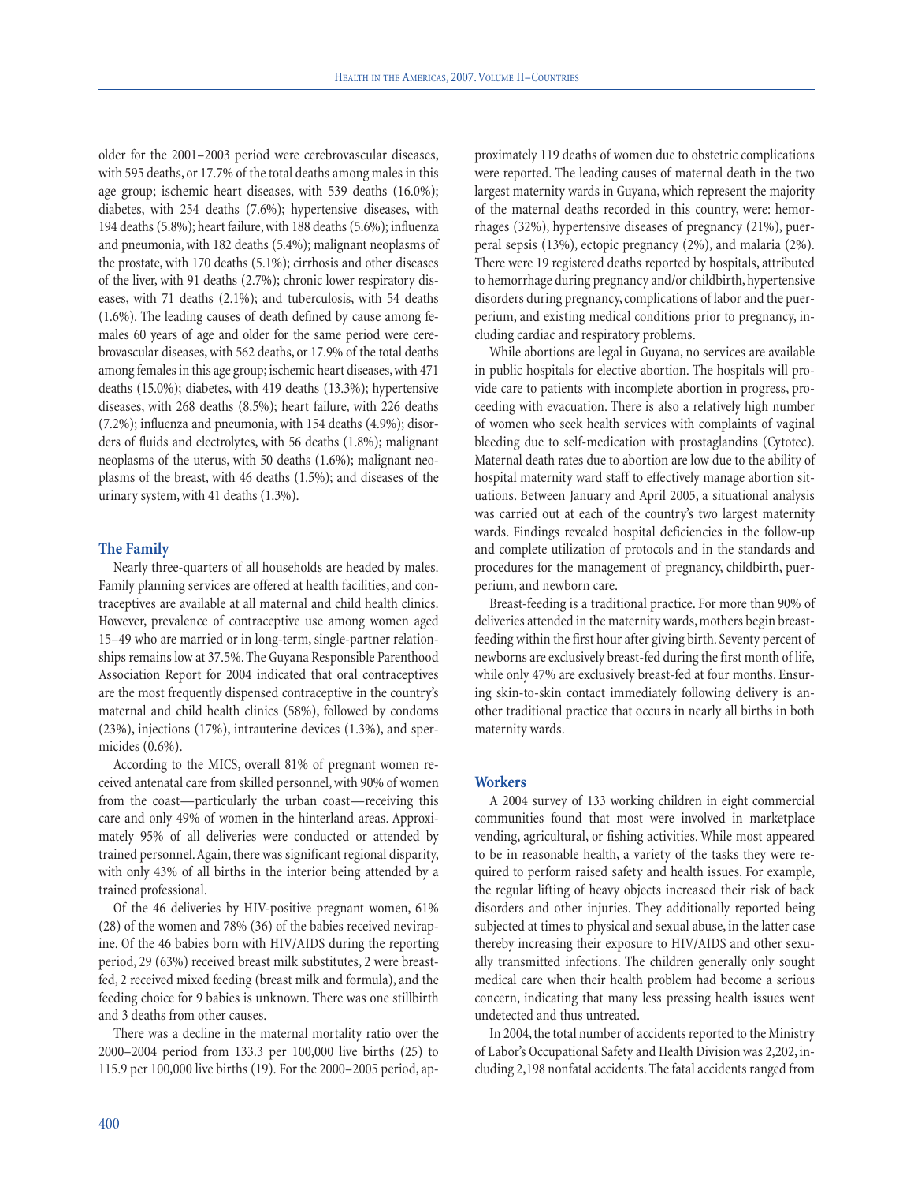older for the 2001–2003 period were cerebrovascular diseases, with 595 deaths, or 17.7% of the total deaths among males in this age group; ischemic heart diseases, with 539 deaths (16.0%); diabetes, with 254 deaths (7.6%); hypertensive diseases, with 194 deaths (5.8%); heart failure, with 188 deaths (5.6%); influenza and pneumonia, with 182 deaths (5.4%); malignant neoplasms of the prostate, with 170 deaths (5.1%); cirrhosis and other diseases of the liver, with 91 deaths (2.7%); chronic lower respiratory diseases, with 71 deaths (2.1%); and tuberculosis, with 54 deaths (1.6%). The leading causes of death defined by cause among females 60 years of age and older for the same period were cerebrovascular diseases, with 562 deaths, or 17.9% of the total deaths among females in this age group; ischemic heart diseases, with 471 deaths (15.0%); diabetes, with 419 deaths (13.3%); hypertensive diseases, with 268 deaths (8.5%); heart failure, with 226 deaths (7.2%); influenza and pneumonia, with 154 deaths (4.9%); disorders of fluids and electrolytes, with 56 deaths (1.8%); malignant neoplasms of the uterus, with 50 deaths (1.6%); malignant neoplasms of the breast, with 46 deaths (1.5%); and diseases of the urinary system, with 41 deaths (1.3%).

### The Family

Nearly three-quarters of all households are headed by males. Family planning services are offered at health facilities, and contraceptives are available at all maternal and child health clinics. However, prevalence of contraceptive use among women aged 15–49 who are married or in long-term, single-partner relationships remains low at 37.5%. The Guyana Responsible Parenthood Association Report for 2004 indicated that oral contraceptives are the most frequently dispensed contraceptive in the country's maternal and child health clinics (58%), followed by condoms (23%), injections (17%), intrauterine devices (1.3%), and spermicides (0.6%).

According to the MICS, overall 81% of pregnant women received antenatal care from skilled personnel, with 90% of women from the coast—particularly the urban coast—receiving this care and only 49% of women in the hinterland areas. Approximately 95% of all deliveries were conducted or attended by trained personnel. Again, there was significant regional disparity, with only 43% of all births in the interior being attended by a trained professional.

Of the 46 deliveries by HIV-positive pregnant women, 61% (28) of the women and 78% (36) of the babies received nevirapine. Of the 46 babies born with HIV/AIDS during the reporting period, 29 (63%) received breast milk substitutes, 2 were breastfed, 2 received mixed feeding (breast milk and formula), and the feeding choice for 9 babies is unknown. There was one stillbirth and 3 deaths from other causes.

There was a decline in the maternal mortality ratio over the 2000–2004 period from 133.3 per 100,000 live births (25) to 115.9 per 100,000 live births (19). For the 2000–2005 period, approximately 119 deaths of women due to obstetric complications were reported. The leading causes of maternal death in the two largest maternity wards in Guyana, which represent the majority of the maternal deaths recorded in this country, were: hemorrhages (32%), hypertensive diseases of pregnancy (21%), puerperal sepsis (13%), ectopic pregnancy (2%), and malaria (2%). There were 19 registered deaths reported by hospitals, attributed to hemorrhage during pregnancy and/or childbirth, hypertensive disorders during pregnancy, complications of labor and the puerperium, and existing medical conditions prior to pregnancy, including cardiac and respiratory problems.

While abortions are legal in Guyana, no services are available in public hospitals for elective abortion. The hospitals will provide care to patients with incomplete abortion in progress, proceeding with evacuation. There is also a relatively high number of women who seek health services with complaints of vaginal bleeding due to self-medication with prostaglandins (Cytotec). Maternal death rates due to abortion are low due to the ability of hospital maternity ward staff to effectively manage abortion situations. Between January and April 2005, a situational analysis was carried out at each of the country's two largest maternity wards. Findings revealed hospital deficiencies in the follow-up and complete utilization of protocols and in the standards and procedures for the management of pregnancy, childbirth, puerperium, and newborn care.

Breast-feeding is a traditional practice. For more than 90% of deliveries attended in the maternity wards, mothers begin breast-feeding within the first hour after giving birth. Seventy percent of newborns are exclusively breast-fed during the first month of life, while only 47% are exclusively breast-fed at four months. Ensuring skin-to-skin contact immediately following delivery is another traditional practice that occurs in nearly all births in both maternity wards.

### Workers

A 2004 survey of 133 working children in eight commercial communities found that most were involved in marketplace vending, agricultural, or fishing activities. While most appeared to be in reasonable health, a variety of the tasks they were required to perform raised safety and health issues. For example, the regular lifting of heavy objects increased their risk of back disorders and other injuries. They additionally reported being subjected at times to physical and sexual abuse, in the latter case thereby increasing their exposure to HIV/AIDS and other sexually transmitted infections. The children generally only sought medical care when their health problem had become a serious concern, indicating that many less pressing health issues went undetected and thus untreated.

In 2004, the total number of accidents reported to the Ministry of Labor's Occupational Safety and Health Division was 2,202, including 2,198 nonfatal accidents. The fatal accidents ranged from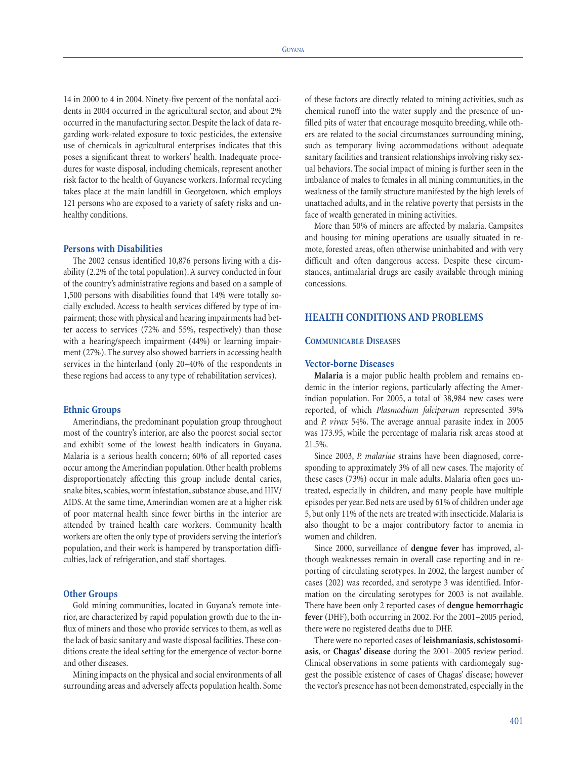14 in 2000 to 4 in 2004. Ninety-five percent of the nonfatal accidents in 2004 occurred in the agricultural sector, and about 2% occurred in the manufacturing sector. Despite the lack of data regarding work-related exposure to toxic pesticides, the extensive use of chemicals in agricultural enterprises indicates that this poses a significant threat to workers' health. Inadequate procedures for waste disposal, including chemicals, represent another risk factor to the health of Guyanese workers. Informal recycling takes place at the main landfill in Georgetown, which employs 121 persons who are exposed to a variety of safety risks and unhealthy conditions.

### Persons with Disabilities

The 2002 census identified 10,876 persons living with a disability (2.2% of the total population). A survey conducted in four of the country's administrative regions and based on a sample of 1,500 persons with disabilities found that 14% were totally socially excluded. Access to health services differed by type of impairment; those with physical and hearing impairments had better access to services (72% and 55%, respectively) than those with a hearing/speech impairment (44%) or learning impairment (27%). The survey also showed barriers in accessing health services in the hinterland (only 20–40% of the respondents in these regions had access to any type of rehabilitation services).

### Ethnic Groups

Amerindians, the predominant population group throughout most of the country's interior, are also the poorest social sector and exhibit some of the lowest health indicators in Guyana. Malaria is a serious health concern; 60% of all reported cases occur among the Amerindian population. Other health problems disproportionately affecting this group include dental caries, snake bites, scabies, worm infestation, substance abuse, and HIV/AIDS. At the same time, Amerindian women are at a higher risk of poor maternal health since fewer births in the interior are attended by trained health care workers. Community health workers are often the only type of providers serving the interior's population, and their work is hampered by transportation difficulties, lack of refrigeration, and staff shortages.

### Other Groups

Gold mining communities, located in Guyana's remote interior, are characterized by rapid population growth due to the influx of miners and those who provide services to them, as well as the lack of basic sanitary and waste disposal facilities. These conditions create the ideal setting for the emergence of vector-borne and other diseases.

Mining impacts on the physical and social environments of all surrounding areas and adversely affects population health. Some of these factors are directly related to mining activities, such as chemical runoff into the water supply and the presence of unfilled pits of water that encourage mosquito breeding, while others are related to the social circumstances surrounding mining, such as temporary living accommodations without adequate sanitary facilities and transient relationships involving risky sexual behaviors. The social impact of mining is further seen in the imbalance of males to females in all mining communities, in the weakness of the family structure manifested by the high levels of unattached adults, and in the relative poverty that persists in the face of wealth generated in mining activities.

More than 50% of miners are affected by malaria. Campsites and housing for mining operations are usually situated in remote, forested areas, often otherwise uninhabited and with very difficult and often dangerous access. Despite these circumstances, antimalarial drugs are easily available through mining concessions.

## HEALTH CONDITIONS AND PROBLEMS

### Communicable Diseases

#### Vector-borne Diseases

**Malaria** is a major public health problem and remains endemic in the interior regions, particularly affecting the Amerindian population. For 2005, a total of 38,984 new cases were reported, of which *Plasmodium falciparum* represented 39% and *P. vivax* 54%. The average annual parasite index in 2005 was 173.95, while the percentage of malaria risk areas stood at 21.5%.

Since 2003, *P. malariae* strains have been diagnosed, corresponding to approximately 3% of all new cases. The majority of these cases (73%) occur in male adults. Malaria often goes untreated, especially in children, and many people have multiple episodes per year. Bed nets are used by 61% of children under age 5, but only 11% of the nets are treated with insecticide. Malaria is also thought to be a major contributory factor to anemia in women and children.

Since 2000, surveillance of **dengue fever** has improved, although weaknesses remain in overall case reporting and in reporting of circulating serotypes. In 2002, the largest number of cases (202) was recorded, and serotype 3 was identified. Information on the circulating serotypes for 2003 is not available. There have been only 2 reported cases of **dengue hemorrhagic fever** (DHF), both occurring in 2002. For the 2001–2005 period, there were no registered deaths due to DHF.

There were no reported cases of **leishmaniasis**, **schistosomiasis**, or **Chagas' disease** during the 2001–2005 review period. Clinical observations in some patients with cardiomegaly suggest the possible existence of cases of Chagas' disease; however the vector's presence has not been demonstrated, especially in the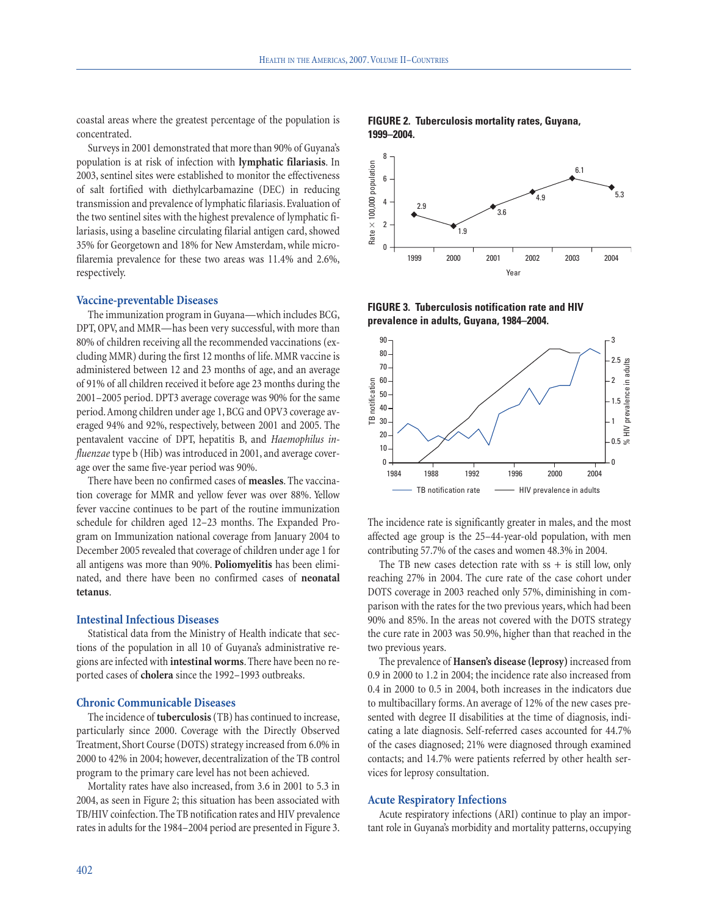coastal areas where the greatest percentage of the population is concentrated.

Surveys in 2001 demonstrated that more than 90% of Guyana's population is at risk of infection with **lymphatic filariasis**. In 2003, sentinel sites were established to monitor the effectiveness of salt fortified with diethylcarbamazine (DEC) in reducing transmission and prevalence of lymphatic filariasis. Evaluation of the two sentinel sites with the highest prevalence of lymphatic filariasis, using a baseline circulating filarial antigen card, showed 35% for Georgetown and 18% for New Amsterdam, while microfilaremia prevalence for these two areas was 11.4% and 2.6%, respectively.

### Vaccine-preventable Diseases

The immunization program in Guyana—which includes BCG, DPT, OPV, and MMR—has been very successful, with more than 80% of children receiving all the recommended vaccinations (excluding MMR) during the first 12 months of life. MMR vaccine is administered between 12 and 23 months of age, and an average of 91% of all children received it before age 23 months during the 2001–2005 period. DPT3 average coverage was 90% for the same period. Among children under age 1, BCG and OPV3 coverage averaged 94% and 92%, respectively, between 2001 and 2005. The pentavalent vaccine of DPT, hepatitis B, and *Haemophilus influenzae* type b (Hib) was introduced in 2001, and average coverage over the same five-year period was 90%.

There have been no confirmed cases of **measles**. The vaccination coverage for MMR and yellow fever was over 88%. Yellow fever vaccine continues to be part of the routine immunization schedule for children aged 12–23 months. The Expanded Program on Immunization national coverage from January 2004 to December 2005 revealed that coverage of children under age 1 for all antigens was more than 90%. **Poliomyelitis** has been eliminated, and there have been no confirmed cases of **neonatal tetanus**.

### Intestinal Infectious Diseases

Statistical data from the Ministry of Health indicate that sections of the population in all 10 of Guyana's administrative regions are infected with **intestinal worms**. There have been no reported cases of **cholera** since the 1992–1993 outbreaks.

### Chronic Communicable Diseases

The incidence of **tuberculosis** (TB) has continued to increase, particularly since 2000. Coverage with the Directly Observed Treatment, Short Course (DOTS) strategy increased from 6.0% in 2000 to 42% in 2004; however, decentralization of the TB control program to the primary care level has not been achieved.

Mortality rates have also increased, from 3.6 in 2001 to 5.3 in 2004, as seen in Figure 2; this situation has been associated with TB/HIV coinfection. The TB notification rates and HIV prevalence rates in adults for the 1984–2004 period are presented in Figure 3.

**FIGURE 2. Tuberculosis mortality rates, Guyana, 1999–2004.**

| Year | Rate × 100,000 population |
|---|---|
| 1999 | 2.9 |
| 2000 | 1.9 |
| 2001 | 3.6 |
| 2002 | 4.9 |
| 2003 | 6.1 |
| 2004 | 5.3 |

**FIGURE 3. Tuberculosis notification rate and HIV prevalence in adults, Guyana, 1984–2004.**

TB notification rate — HIV prevalence in adults

The incidence rate is significantly greater in males, and the most affected age group is the 25–44-year-old population, with men contributing 57.7% of the cases and women 48.3% in 2004.

The TB new cases detection rate with ss + is still low, only reaching 27% in 2004. The cure rate of the case cohort under DOTS coverage in 2003 reached only 57%, diminishing in comparison with the rates for the two previous years, which had been 90% and 85%. In the areas not covered with the DOTS strategy the cure rate in 2003 was 50.9%, higher than that reached in the two previous years.

The prevalence of **Hansen's disease (leprosy)** increased from 0.9 in 2000 to 1.2 in 2004; the incidence rate also increased from 0.4 in 2000 to 0.5 in 2004, both increases in the indicators due to multibacillary forms. An average of 12% of the new cases presented with degree II disabilities at the time of diagnosis, indicating a late diagnosis. Self-referred cases accounted for 44.7% of the cases diagnosed; 21% were diagnosed through examined contacts; and 14.7% were patients referred by other health services for leprosy consultation.

### Acute Respiratory Infections

Acute respiratory infections (ARI) continue to play an important role in Guyana's morbidity and mortality patterns, occupying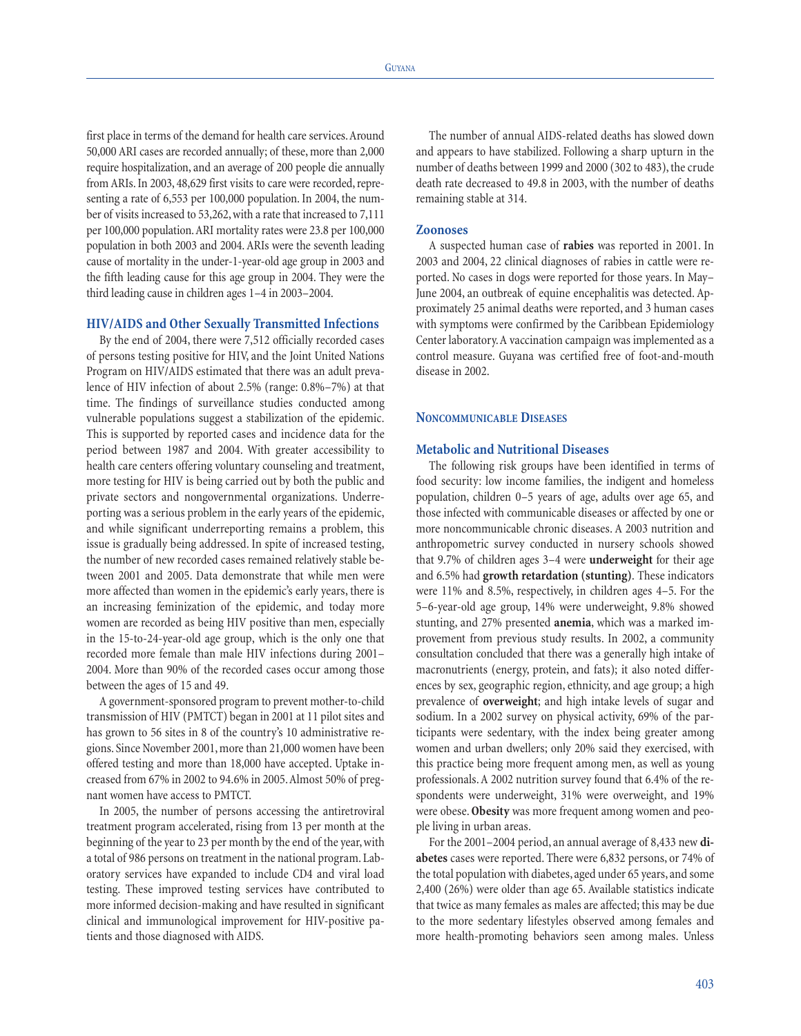first place in terms of the demand for health care services. Around 50,000 ARI cases are recorded annually; of these, more than 2,000 require hospitalization, and an average of 200 people die annually from ARIs. In 2003, 48,629 first visits to care were recorded, representing a rate of 6,553 per 100,000 population. In 2004, the number of visits increased to 53,262, with a rate that increased to 7,111 per 100,000 population. ARI mortality rates were 23.8 per 100,000 population in both 2003 and 2004. ARIs were the seventh leading cause of mortality in the under-1-year-old age group in 2003 and the fifth leading cause for this age group in 2004. They were the third leading cause in children ages 1–4 in 2003–2004.

### HIV/AIDS and Other Sexually Transmitted Infections

By the end of 2004, there were 7,512 officially recorded cases of persons testing positive for HIV, and the Joint United Nations Program on HIV/AIDS estimated that there was an adult prevalence of HIV infection of about 2.5% (range: 0.8%–7%) at that time. The findings of surveillance studies conducted among vulnerable populations suggest a stabilization of the epidemic. This is supported by reported cases and incidence data for the period between 1987 and 2004. With greater accessibility to health care centers offering voluntary counseling and treatment, more testing for HIV is being carried out by both the public and private sectors and nongovernmental organizations. Underreporting was a serious problem in the early years of the epidemic, and while significant underreporting remains a problem, this issue is gradually being addressed. In spite of increased testing, the number of new recorded cases remained relatively stable between 2001 and 2005. Data demonstrate that while men were more affected than women in the epidemic's early years, there is an increasing feminization of the epidemic, and today more women are recorded as being HIV positive than men, especially in the 15-to-24-year-old age group, which is the only one that recorded more female than male HIV infections during 2001–2004. More than 90% of the recorded cases occur among those between the ages of 15 and 49.

A government-sponsored program to prevent mother-to-child transmission of HIV (PMTCT) began in 2001 at 11 pilot sites and has grown to 56 sites in 8 of the country's 10 administrative regions. Since November 2001, more than 21,000 women have been offered testing and more than 18,000 have accepted. Uptake increased from 67% in 2002 to 94.6% in 2005. Almost 50% of pregnant women have access to PMTCT.

In 2005, the number of persons accessing the antiretroviral treatment program accelerated, rising from 13 per month at the beginning of the year to 23 per month by the end of the year, with a total of 986 persons on treatment in the national program. Laboratory services have expanded to include CD4 and viral load testing. These improved testing services have contributed to more informed decision-making and have resulted in significant clinical and immunological improvement for HIV-positive patients and those diagnosed with AIDS.

The number of annual AIDS-related deaths has slowed down and appears to have stabilized. Following a sharp upturn in the number of deaths between 1999 and 2000 (302 to 483), the crude death rate decreased to 49.8 in 2003, with the number of deaths remaining stable at 314.

### Zoonoses

A suspected human case of **rabies** was reported in 2001. In 2003 and 2004, 22 clinical diagnoses of rabies in cattle were reported. No cases in dogs were reported for those years. In May–June 2004, an outbreak of equine encephalitis was detected. Approximately 25 animal deaths were reported, and 3 human cases with symptoms were confirmed by the Caribbean Epidemiology Center laboratory. A vaccination campaign was implemented as a control measure. Guyana was certified free of foot-and-mouth disease in 2002.

## Noncommunicable Diseases

### Metabolic and Nutritional Diseases

The following risk groups have been identified in terms of food security: low income families, the indigent and homeless population, children 0–5 years of age, adults over age 65, and those infected with communicable diseases or affected by one or more noncommunicable chronic diseases. A 2003 nutrition and anthropometric survey conducted in nursery schools showed that 9.7% of children ages 3–4 were **underweight** for their age and 6.5% had **growth retardation (stunting)**. These indicators were 11% and 8.5%, respectively, in children ages 4–5. For the 5–6-year-old age group, 14% were underweight, 9.8% showed stunting, and 27% presented **anemia**, which was a marked improvement from previous study results. In 2002, a community consultation concluded that there was a generally high intake of macronutrients (energy, protein, and fats); it also noted differences by sex, geographic region, ethnicity, and age group; a high prevalence of **overweight**; and high intake levels of sugar and sodium. In a 2002 survey on physical activity, 69% of the participants were sedentary, with the index being greater among women and urban dwellers; only 20% said they exercised, with this practice being more frequent among men, as well as young professionals. A 2002 nutrition survey found that 6.4% of the respondents were underweight, 31% were overweight, and 19% were obese. **Obesity** was more frequent among women and people living in urban areas.

For the 2001–2004 period, an annual average of 8,433 new **diabetes** cases were reported. There were 6,832 persons, or 74% of the total population with diabetes, aged under 65 years, and some 2,400 (26%) were older than age 65. Available statistics indicate that twice as many females as males are affected; this may be due to the more sedentary lifestyles observed among females and more health-promoting behaviors seen among males. Unless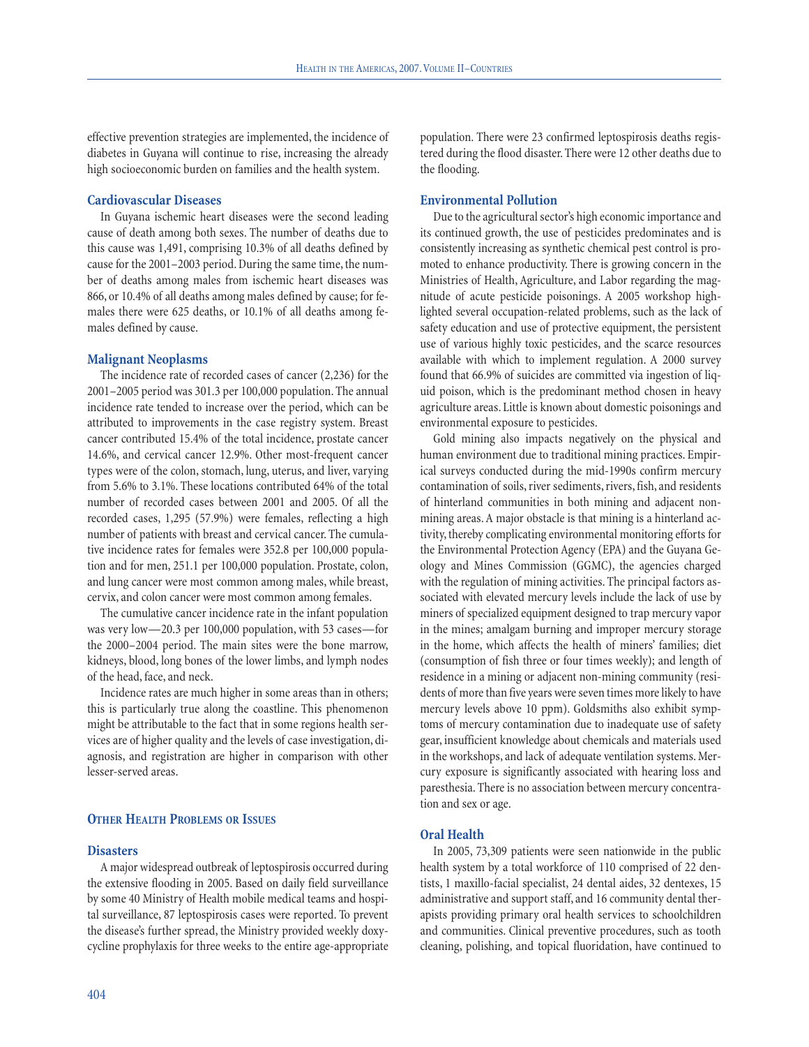effective prevention strategies are implemented, the incidence of diabetes in Guyana will continue to rise, increasing the already high socioeconomic burden on families and the health system.

### Cardiovascular Diseases

In Guyana ischemic heart diseases were the second leading cause of death among both sexes. The number of deaths due to this cause was 1,491, comprising 10.3% of all deaths defined by cause for the 2001–2003 period. During the same time, the number of deaths among males from ischemic heart diseases was 866, or 10.4% of all deaths among males defined by cause; for females there were 625 deaths, or 10.1% of all deaths among females defined by cause.

### Malignant Neoplasms

The incidence rate of recorded cases of cancer (2,236) for the 2001–2005 period was 301.3 per 100,000 population. The annual incidence rate tended to increase over the period, which can be attributed to improvements in the case registry system. Breast cancer contributed 15.4% of the total incidence, prostate cancer 14.6%, and cervical cancer 12.9%. Other most-frequent cancer types were of the colon, stomach, lung, uterus, and liver, varying from 5.6% to 3.1%. These locations contributed 64% of the total number of recorded cases between 2001 and 2005. Of all the recorded cases, 1,295 (57.9%) were females, reflecting a high number of patients with breast and cervical cancer. The cumulative incidence rates for females were 352.8 per 100,000 population and for men, 251.1 per 100,000 population. Prostate, colon, and lung cancer were most common among males, while breast, cervix, and colon cancer were most common among females.

The cumulative cancer incidence rate in the infant population was very low—20.3 per 100,000 population, with 53 cases—for the 2000–2004 period. The main sites were the bone marrow, kidneys, blood, long bones of the lower limbs, and lymph nodes of the head, face, and neck.

Incidence rates are much higher in some areas than in others; this is particularly true along the coastline. This phenomenon might be attributable to the fact that in some regions health services are of higher quality and the levels of case investigation, diagnosis, and registration are higher in comparison with other lesser-served areas.

## Other Health Problems or Issues

### Disasters

A major widespread outbreak of leptospirosis occurred during the extensive flooding in 2005. Based on daily field surveillance by some 40 Ministry of Health mobile medical teams and hospital surveillance, 87 leptospirosis cases were reported. To prevent the disease's further spread, the Ministry provided weekly doxycycline prophylaxis for three weeks to the entire age-appropriate population. There were 23 confirmed leptospirosis deaths registered during the flood disaster. There were 12 other deaths due to the flooding.

### Environmental Pollution

Due to the agricultural sector's high economic importance and its continued growth, the use of pesticides predominates and is consistently increasing as synthetic chemical pest control is promoted to enhance productivity. There is growing concern in the Ministries of Health, Agriculture, and Labor regarding the magnitude of acute pesticide poisonings. A 2005 workshop highlighted several occupation-related problems, such as the lack of safety education and use of protective equipment, the persistent use of various highly toxic pesticides, and the scarce resources available with which to implement regulation. A 2000 survey found that 66.9% of suicides are committed via ingestion of liquid poison, which is the predominant method chosen in heavy agriculture areas. Little is known about domestic poisonings and environmental exposure to pesticides.

Gold mining also impacts negatively on the physical and human environment due to traditional mining practices. Empirical surveys conducted during the mid-1990s confirm mercury contamination of soils, river sediments, rivers, fish, and residents of hinterland communities in both mining and adjacent non-mining areas. A major obstacle is that mining is a hinterland activity, thereby complicating environmental monitoring efforts for the Environmental Protection Agency (EPA) and the Guyana Geology and Mines Commission (GGMC), the agencies charged with the regulation of mining activities. The principal factors associated with elevated mercury levels include the lack of use by miners of specialized equipment designed to trap mercury vapor in the mines; amalgam burning and improper mercury storage in the home, which affects the health of miners' families; diet (consumption of fish three or four times weekly); and length of residence in a mining or adjacent non-mining community (residents of more than five years were seven times more likely to have mercury levels above 10 ppm). Goldsmiths also exhibit symptoms of mercury contamination due to inadequate use of safety gear, insufficient knowledge about chemicals and materials used in the workshops, and lack of adequate ventilation systems. Mercury exposure is significantly associated with hearing loss and paresthesia. There is no association between mercury concentration and sex or age.

### Oral Health

In 2005, 73,309 patients were seen nationwide in the public health system by a total workforce of 110 comprised of 22 dentists, 1 maxillo-facial specialist, 24 dental aides, 32 dentexes, 15 administrative and support staff, and 16 community dental therapists providing primary oral health services to schoolchildren and communities. Clinical preventive procedures, such as tooth cleaning, polishing, and topical fluoridation, have continued to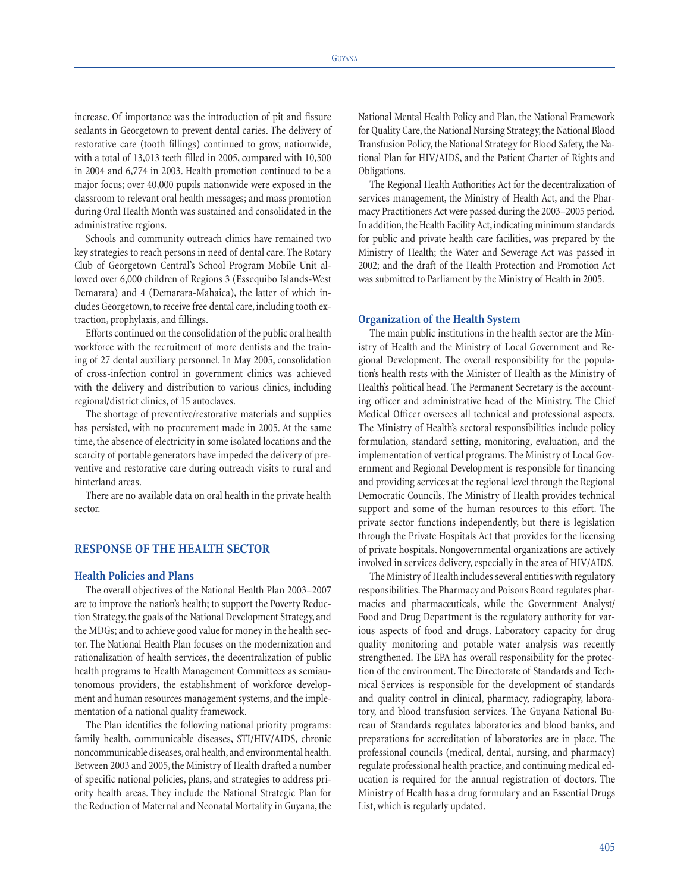increase. Of importance was the introduction of pit and fissure sealants in Georgetown to prevent dental caries. The delivery of restorative care (tooth fillings) continued to grow, nationwide, with a total of 13,013 teeth filled in 2005, compared with 10,500 in 2004 and 6,774 in 2003. Health promotion continued to be a major focus; over 40,000 pupils nationwide were exposed in the classroom to relevant oral health messages; and mass promotion during Oral Health Month was sustained and consolidated in the administrative regions.

Schools and community outreach clinics have remained two key strategies to reach persons in need of dental care. The Rotary Club of Georgetown Central's School Program Mobile Unit allowed over 6,000 children of Regions 3 (Essequibo Islands-West Demarara) and 4 (Demarara-Mahaica), the latter of which includes Georgetown, to receive free dental care, including tooth extraction, prophylaxis, and fillings.

Efforts continued on the consolidation of the public oral health workforce with the recruitment of more dentists and the training of 27 dental auxiliary personnel. In May 2005, consolidation of cross-infection control in government clinics was achieved with the delivery and distribution to various clinics, including regional/district clinics, of 15 autoclaves.

The shortage of preventive/restorative materials and supplies has persisted, with no procurement made in 2005. At the same time, the absence of electricity in some isolated locations and the scarcity of portable generators have impeded the delivery of preventive and restorative care during outreach visits to rural and hinterland areas.

There are no available data on oral health in the private health sector.

## RESPONSE OF THE HEALTH SECTOR

### Health Policies and Plans

The overall objectives of the National Health Plan 2003–2007 are to improve the nation's health; to support the Poverty Reduction Strategy, the goals of the National Development Strategy, and the MDGs; and to achieve good value for money in the health sector. The National Health Plan focuses on the modernization and rationalization of health services, the decentralization of public health programs to Health Management Committees as semiautonomous providers, the establishment of workforce development and human resources management systems, and the implementation of a national quality framework.

The Plan identifies the following national priority programs: family health, communicable diseases, STI/HIV/AIDS, chronic noncommunicable diseases, oral health, and environmental health. Between 2003 and 2005, the Ministry of Health drafted a number of specific national policies, plans, and strategies to address priority health areas. They include the National Strategic Plan for the Reduction of Maternal and Neonatal Mortality in Guyana, the National Mental Health Policy and Plan, the National Framework for Quality Care, the National Nursing Strategy, the National Blood Transfusion Policy, the National Strategy for Blood Safety, the National Plan for HIV/AIDS, and the Patient Charter of Rights and Obligations.

The Regional Health Authorities Act for the decentralization of services management, the Ministry of Health Act, and the Pharmacy Practitioners Act were passed during the 2003–2005 period. In addition, the Health Facility Act, indicating minimum standards for public and private health care facilities, was prepared by the Ministry of Health; the Water and Sewerage Act was passed in 2002; and the draft of the Health Protection and Promotion Act was submitted to Parliament by the Ministry of Health in 2005.

### Organization of the Health System

The main public institutions in the health sector are the Ministry of Health and the Ministry of Local Government and Regional Development. The overall responsibility for the population's health rests with the Minister of Health as the Ministry of Health's political head. The Permanent Secretary is the accounting officer and administrative head of the Ministry. The Chief Medical Officer oversees all technical and professional aspects. The Ministry of Health's sectoral responsibilities include policy formulation, standard setting, monitoring, evaluation, and the implementation of vertical programs. The Ministry of Local Government and Regional Development is responsible for financing and providing services at the regional level through the Regional Democratic Councils. The Ministry of Health provides technical support and some of the human resources to this effort. The private sector functions independently, but there is legislation through the Private Hospitals Act that provides for the licensing of private hospitals. Nongovernmental organizations are actively involved in services delivery, especially in the area of HIV/AIDS.

The Ministry of Health includes several entities with regulatory responsibilities. The Pharmacy and Poisons Board regulates pharmacies and pharmaceuticals, while the Government Analyst/Food and Drug Department is the regulatory authority for various aspects of food and drugs. Laboratory capacity for drug quality monitoring and potable water analysis was recently strengthened. The EPA has overall responsibility for the protection of the environment. The Directorate of Standards and Technical Services is responsible for the development of standards and quality control in clinical, pharmacy, radiography, laboratory, and blood transfusion services. The Guyana National Bureau of Standards regulates laboratories and blood banks, and preparations for accreditation of laboratories are in place. The professional councils (medical, dental, nursing, and pharmacy) regulate professional health practice, and continuing medical education is required for the annual registration of doctors. The Ministry of Health has a drug formulary and an Essential Drugs List, which is regularly updated.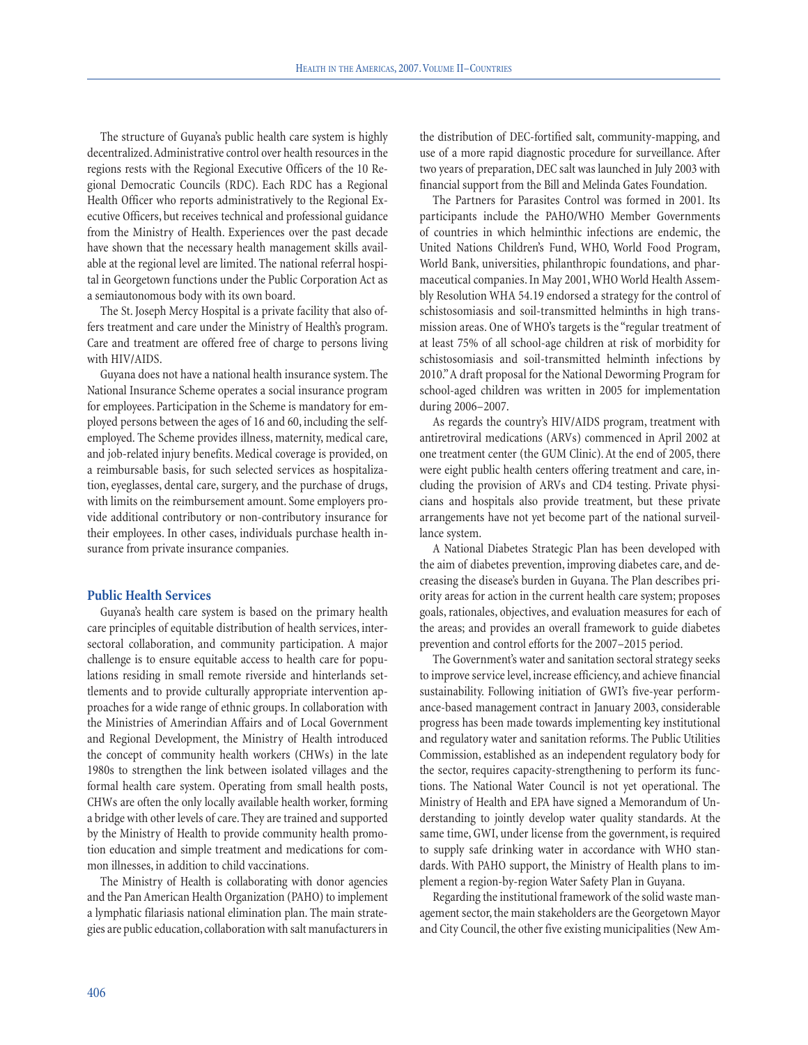The structure of Guyana's public health care system is highly decentralized. Administrative control over health resources in the regions rests with the Regional Executive Officers of the 10 Regional Democratic Councils (RDC). Each RDC has a Regional Health Officer who reports administratively to the Regional Executive Officers, but receives technical and professional guidance from the Ministry of Health. Experiences over the past decade have shown that the necessary health management skills available at the regional level are limited. The national referral hospital in Georgetown functions under the Public Corporation Act as a semiautonomous body with its own board.

The St. Joseph Mercy Hospital is a private facility that also offers treatment and care under the Ministry of Health's program. Care and treatment are offered free of charge to persons living with HIV/AIDS.

Guyana does not have a national health insurance system. The National Insurance Scheme operates a social insurance program for employees. Participation in the Scheme is mandatory for employed persons between the ages of 16 and 60, including the self-employed. The Scheme provides illness, maternity, medical care, and job-related injury benefits. Medical coverage is provided, on a reimbursable basis, for such selected services as hospitalization, eyeglasses, dental care, surgery, and the purchase of drugs, with limits on the reimbursement amount. Some employers provide additional contributory or non-contributory insurance for their employees. In other cases, individuals purchase health insurance from private insurance companies.

## Public Health Services

Guyana's health care system is based on the primary health care principles of equitable distribution of health services, intersectoral collaboration, and community participation. A major challenge is to ensure equitable access to health care for populations residing in small remote riverside and hinterlands settlements and to provide culturally appropriate intervention approaches for a wide range of ethnic groups. In collaboration with the Ministries of Amerindian Affairs and of Local Government and Regional Development, the Ministry of Health introduced the concept of community health workers (CHWs) in the late 1980s to strengthen the link between isolated villages and the formal health care system. Operating from small health posts, CHWs are often the only locally available health worker, forming a bridge with other levels of care. They are trained and supported by the Ministry of Health to provide community health promotion education and simple treatment and medications for common illnesses, in addition to child vaccinations.

The Ministry of Health is collaborating with donor agencies and the Pan American Health Organization (PAHO) to implement a lymphatic filariasis national elimination plan. The main strategies are public education, collaboration with salt manufacturers in the distribution of DEC-fortified salt, community-mapping, and use of a more rapid diagnostic procedure for surveillance. After two years of preparation, DEC salt was launched in July 2003 with financial support from the Bill and Melinda Gates Foundation.

The Partners for Parasites Control was formed in 2001. Its participants include the PAHO/WHO Member Governments of countries in which helminthic infections are endemic, the United Nations Children's Fund, WHO, World Food Program, World Bank, universities, philanthropic foundations, and pharmaceutical companies. In May 2001, WHO World Health Assembly Resolution WHA 54.19 endorsed a strategy for the control of schistosomiasis and soil-transmitted helminths in high transmission areas. One of WHO's targets is the "regular treatment of at least 75% of all school-age children at risk of morbidity for schistosomiasis and soil-transmitted helminth infections by 2010." A draft proposal for the National Deworming Program for school-aged children was written in 2005 for implementation during 2006–2007.

As regards the country's HIV/AIDS program, treatment with antiretroviral medications (ARVs) commenced in April 2002 at one treatment center (the GUM Clinic). At the end of 2005, there were eight public health centers offering treatment and care, including the provision of ARVs and CD4 testing. Private physicians and hospitals also provide treatment, but these private arrangements have not yet become part of the national surveillance system.

A National Diabetes Strategic Plan has been developed with the aim of diabetes prevention, improving diabetes care, and decreasing the disease's burden in Guyana. The Plan describes priority areas for action in the current health care system; proposes goals, rationales, objectives, and evaluation measures for each of the areas; and provides an overall framework to guide diabetes prevention and control efforts for the 2007–2015 period.

The Government's water and sanitation sectoral strategy seeks to improve service level, increase efficiency, and achieve financial sustainability. Following initiation of GWI's five-year performance-based management contract in January 2003, considerable progress has been made towards implementing key institutional and regulatory water and sanitation reforms. The Public Utilities Commission, established as an independent regulatory body for the sector, requires capacity-strengthening to perform its functions. The National Water Council is not yet operational. The Ministry of Health and EPA have signed a Memorandum of Understanding to jointly develop water quality standards. At the same time, GWI, under license from the government, is required to supply safe drinking water in accordance with WHO standards. With PAHO support, the Ministry of Health plans to implement a region-by-region Water Safety Plan in Guyana.

Regarding the institutional framework of the solid waste management sector, the main stakeholders are the Georgetown Mayor and City Council, the other five existing municipalities (New Am-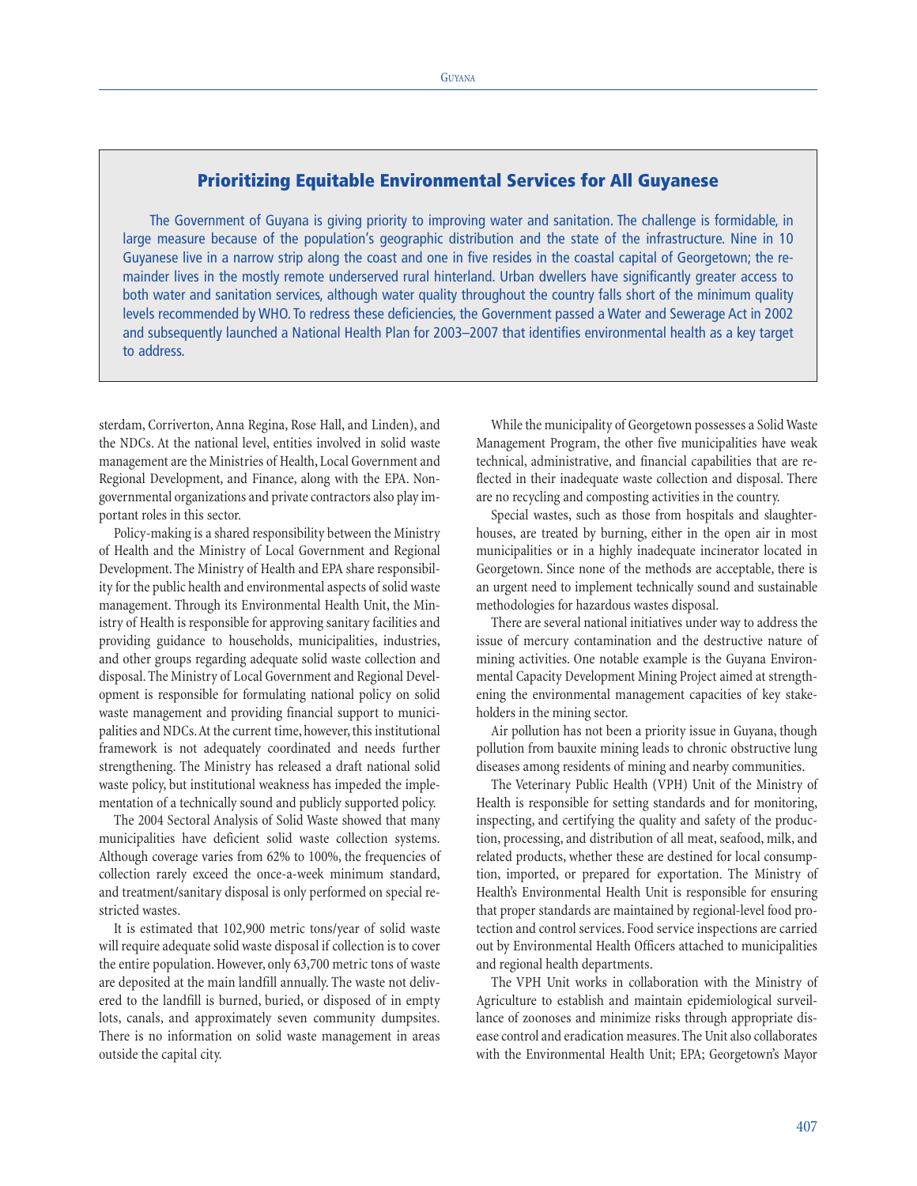## Prioritizing Equitable Environmental Services for All Guyanese

The Government of Guyana is giving priority to improving water and sanitation. The challenge is formidable, in large measure because of the population's geographic distribution and the state of the infrastructure. Nine in 10 Guyanese live in a narrow strip along the coast and one in five resides in the coastal capital of Georgetown; the remainder lives in the mostly remote underserved rural hinterland. Urban dwellers have significantly greater access to both water and sanitation services, although water quality throughout the country falls short of the minimum quality levels recommended by WHO. To redress these deficiencies, the Government passed a Water and Sewerage Act in 2002 and subsequently launched a National Health Plan for 2003–2007 that identifies environmental health as a key target to address.

sterdam, Corriverton, Anna Regina, Rose Hall, and Linden), and the NDCs. At the national level, entities involved in solid waste management are the Ministries of Health, Local Government and Regional Development, and Finance, along with the EPA. Nongovernmental organizations and private contractors also play important roles in this sector.

Policy-making is a shared responsibility between the Ministry of Health and the Ministry of Local Government and Regional Development. The Ministry of Health and EPA share responsibility for the public health and environmental aspects of solid waste management. Through its Environmental Health Unit, the Ministry of Health is responsible for approving sanitary facilities and providing guidance to households, municipalities, industries, and other groups regarding adequate solid waste collection and disposal. The Ministry of Local Government and Regional Development is responsible for formulating national policy on solid waste management and providing financial support to municipalities and NDCs. At the current time, however, this institutional framework is not adequately coordinated and needs further strengthening. The Ministry has released a draft national solid waste policy, but institutional weakness has impeded the implementation of a technically sound and publicly supported policy.

The 2004 Sectoral Analysis of Solid Waste showed that many municipalities have deficient solid waste collection systems. Although coverage varies from 62% to 100%, the frequencies of collection rarely exceed the once-a-week minimum standard, and treatment/sanitary disposal is only performed on special restricted wastes.

It is estimated that 102,900 metric tons/year of solid waste will require adequate solid waste disposal if collection is to cover the entire population. However, only 63,700 metric tons of waste are deposited at the main landfill annually. The waste not delivered to the landfill is burned, buried, or disposed of in empty lots, canals, and approximately seven community dumpsites. There is no information on solid waste management in areas outside the capital city.

While the municipality of Georgetown possesses a Solid Waste Management Program, the other five municipalities have weak technical, administrative, and financial capabilities that are reflected in their inadequate waste collection and disposal. There are no recycling and composting activities in the country.

Special wastes, such as those from hospitals and slaughterhouses, are treated by burning, either in the open air in most municipalities or in a highly inadequate incinerator located in Georgetown. Since none of the methods are acceptable, there is an urgent need to implement technically sound and sustainable methodologies for hazardous wastes disposal.

There are several national initiatives under way to address the issue of mercury contamination and the destructive nature of mining activities. One notable example is the Guyana Environmental Capacity Development Mining Project aimed at strengthening the environmental management capacities of key stakeholders in the mining sector.

Air pollution has not been a priority issue in Guyana, though pollution from bauxite mining leads to chronic obstructive lung diseases among residents of mining and nearby communities.

The Veterinary Public Health (VPH) Unit of the Ministry of Health is responsible for setting standards and for monitoring, inspecting, and certifying the quality and safety of the production, processing, and distribution of all meat, seafood, milk, and related products, whether these are destined for local consumption, imported, or prepared for exportation. The Ministry of Health's Environmental Health Unit is responsible for ensuring that proper standards are maintained by regional-level food protection and control services. Food service inspections are carried out by Environmental Health Officers attached to municipalities and regional health departments.

The VPH Unit works in collaboration with the Ministry of Agriculture to establish and maintain epidemiological surveillance of zoonoses and minimize risks through appropriate disease control and eradication measures. The Unit also collaborates with the Environmental Health Unit; EPA; Georgetown's Mayor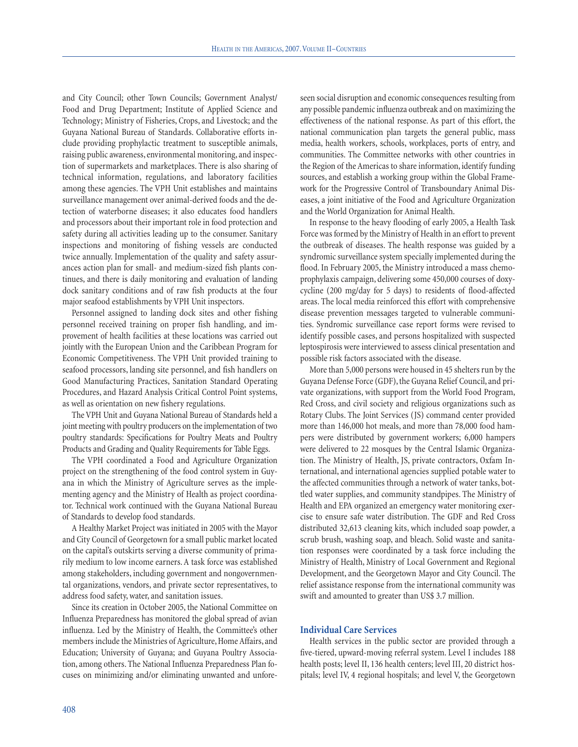and City Council; other Town Councils; Government Analyst/ Food and Drug Department; Institute of Applied Science and Technology; Ministry of Fisheries, Crops, and Livestock; and the Guyana National Bureau of Standards. Collaborative efforts include providing prophylactic treatment to susceptible animals, raising public awareness, environmental monitoring, and inspection of supermarkets and marketplaces. There is also sharing of technical information, regulations, and laboratory facilities among these agencies. The VPH Unit establishes and maintains surveillance management over animal-derived foods and the detection of waterborne diseases; it also educates food handlers and processors about their important role in food protection and safety during all activities leading up to the consumer. Sanitary inspections and monitoring of fishing vessels are conducted twice annually. Implementation of the quality and safety assurances action plan for small- and medium-sized fish plants continues, and there is daily monitoring and evaluation of landing dock sanitary conditions and of raw fish products at the four major seafood establishments by VPH Unit inspectors.

Personnel assigned to landing dock sites and other fishing personnel received training on proper fish handling, and improvement of health facilities at these locations was carried out jointly with the European Union and the Caribbean Program for Economic Competitiveness. The VPH Unit provided training to seafood processors, landing site personnel, and fish handlers on Good Manufacturing Practices, Sanitation Standard Operating Procedures, and Hazard Analysis Critical Control Point systems, as well as orientation on new fishery regulations.

The VPH Unit and Guyana National Bureau of Standards held a joint meeting with poultry producers on the implementation of two poultry standards: Specifications for Poultry Meats and Poultry Products and Grading and Quality Requirements for Table Eggs.

The VPH coordinated a Food and Agriculture Organization project on the strengthening of the food control system in Guyana in which the Ministry of Agriculture serves as the implementing agency and the Ministry of Health as project coordinator. Technical work continued with the Guyana National Bureau of Standards to develop food standards.

A Healthy Market Project was initiated in 2005 with the Mayor and City Council of Georgetown for a small public market located on the capital's outskirts serving a diverse community of primarily medium to low income earners. A task force was established among stakeholders, including government and nongovernmental organizations, vendors, and private sector representatives, to address food safety, water, and sanitation issues.

Since its creation in October 2005, the National Committee on Influenza Preparedness has monitored the global spread of avian influenza. Led by the Ministry of Health, the Committee's other members include the Ministries of Agriculture, Home Affairs, and Education; University of Guyana; and Guyana Poultry Association, among others. The National Influenza Preparedness Plan focuses on minimizing and/or eliminating unwanted and unforeseen social disruption and economic consequences resulting from any possible pandemic influenza outbreak and on maximizing the effectiveness of the national response. As part of this effort, the national communication plan targets the general public, mass media, health workers, schools, workplaces, ports of entry, and communities. The Committee networks with other countries in the Region of the Americas to share information, identify funding sources, and establish a working group within the Global Framework for the Progressive Control of Transboundary Animal Diseases, a joint initiative of the Food and Agriculture Organization and the World Organization for Animal Health.

In response to the heavy flooding of early 2005, a Health Task Force was formed by the Ministry of Health in an effort to prevent the outbreak of diseases. The health response was guided by a syndromic surveillance system specially implemented during the flood. In February 2005, the Ministry introduced a mass chemoprophylaxis campaign, delivering some 450,000 courses of doxycycline (200 mg/day for 5 days) to residents of flood-affected areas. The local media reinforced this effort with comprehensive disease prevention messages targeted to vulnerable communities. Syndromic surveillance case report forms were revised to identify possible cases, and persons hospitalized with suspected leptospirosis were interviewed to assess clinical presentation and possible risk factors associated with the disease.

More than 5,000 persons were housed in 45 shelters run by the Guyana Defense Force (GDF), the Guyana Relief Council, and private organizations, with support from the World Food Program, Red Cross, and civil society and religious organizations such as Rotary Clubs. The Joint Services (JS) command center provided more than 146,000 hot meals, and more than 78,000 food hampers were distributed by government workers; 6,000 hampers were delivered to 22 mosques by the Central Islamic Organization. The Ministry of Health, JS, private contractors, Oxfam International, and international agencies supplied potable water to the affected communities through a network of water tanks, bottled water supplies, and community standpipes. The Ministry of Health and EPA organized an emergency water monitoring exercise to ensure safe water distribution. The GDF and Red Cross distributed 32,613 cleaning kits, which included soap powder, a scrub brush, washing soap, and bleach. Solid waste and sanitation responses were coordinated by a task force including the Ministry of Health, Ministry of Local Government and Regional Development, and the Georgetown Mayor and City Council. The relief assistance response from the international community was swift and amounted to greater than US$ 3.7 million.

### Individual Care Services

Health services in the public sector are provided through a five-tiered, upward-moving referral system. Level I includes 188 health posts; level II, 136 health centers; level III, 20 district hospitals; level IV, 4 regional hospitals; and level V, the Georgetown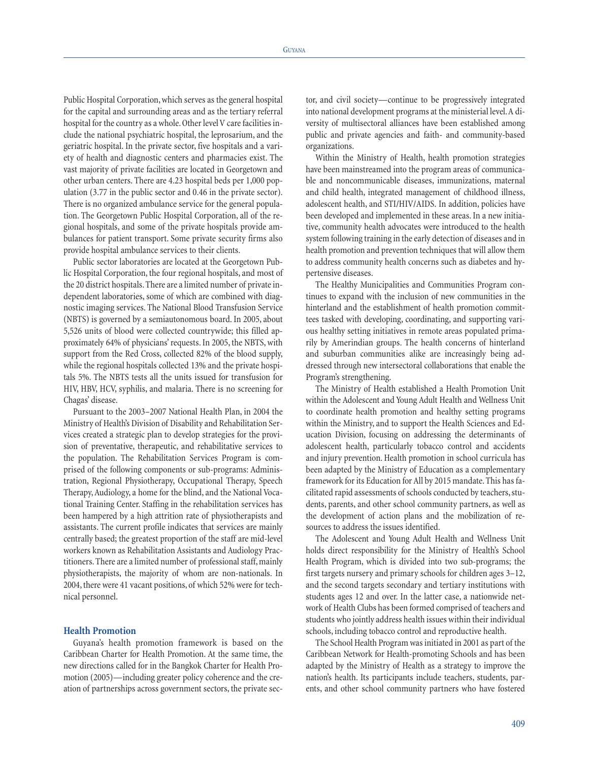Public Hospital Corporation, which serves as the general hospital for the capital and surrounding areas and as the tertiary referral hospital for the country as a whole. Other level V care facilities include the national psychiatric hospital, the leprosarium, and the geriatric hospital. In the private sector, five hospitals and a variety of health and diagnostic centers and pharmacies exist. The vast majority of private facilities are located in Georgetown and other urban centers. There are 4.23 hospital beds per 1,000 population (3.77 in the public sector and 0.46 in the private sector). There is no organized ambulance service for the general population. The Georgetown Public Hospital Corporation, all of the regional hospitals, and some of the private hospitals provide ambulances for patient transport. Some private security firms also provide hospital ambulance services to their clients.

Public sector laboratories are located at the Georgetown Public Hospital Corporation, the four regional hospitals, and most of the 20 district hospitals. There are a limited number of private independent laboratories, some of which are combined with diagnostic imaging services. The National Blood Transfusion Service (NBTS) is governed by a semiautonomous board. In 2005, about 5,526 units of blood were collected countrywide; this filled approximately 64% of physicians' requests. In 2005, the NBTS, with support from the Red Cross, collected 82% of the blood supply, while the regional hospitals collected 13% and the private hospitals 5%. The NBTS tests all the units issued for transfusion for HIV, HBV, HCV, syphilis, and malaria. There is no screening for Chagas' disease.

Pursuant to the 2003–2007 National Health Plan, in 2004 the Ministry of Health's Division of Disability and Rehabilitation Services created a strategic plan to develop strategies for the provision of preventative, therapeutic, and rehabilitative services to the population. The Rehabilitation Services Program is comprised of the following components or sub-programs: Administration, Regional Physiotherapy, Occupational Therapy, Speech Therapy, Audiology, a home for the blind, and the National Vocational Training Center. Staffing in the rehabilitation services has been hampered by a high attrition rate of physiotherapists and assistants. The current profile indicates that services are mainly centrally based; the greatest proportion of the staff are mid-level workers known as Rehabilitation Assistants and Audiology Practitioners. There are a limited number of professional staff, mainly physiotherapists, the majority of whom are non-nationals. In 2004, there were 41 vacant positions, of which 52% were for technical personnel.

### Health Promotion

Guyana's health promotion framework is based on the Caribbean Charter for Health Promotion. At the same time, the new directions called for in the Bangkok Charter for Health Promotion (2005)—including greater policy coherence and the creation of partnerships across government sectors, the private sector, and civil society—continue to be progressively integrated into national development programs at the ministerial level. A diversity of multisectoral alliances have been established among public and private agencies and faith- and community-based organizations.

Within the Ministry of Health, health promotion strategies have been mainstreamed into the program areas of communicable and noncommunicable diseases, immunizations, maternal and child health, integrated management of childhood illness, adolescent health, and STI/HIV/AIDS. In addition, policies have been developed and implemented in these areas. In a new initiative, community health advocates were introduced to the health system following training in the early detection of diseases and in health promotion and prevention techniques that will allow them to address community health concerns such as diabetes and hypertensive diseases.

The Healthy Municipalities and Communities Program continues to expand with the inclusion of new communities in the hinterland and the establishment of health promotion committees tasked with developing, coordinating, and supporting various healthy setting initiatives in remote areas populated primarily by Amerindian groups. The health concerns of hinterland and suburban communities alike are increasingly being addressed through new intersectoral collaborations that enable the Program's strengthening.

The Ministry of Health established a Health Promotion Unit within the Adolescent and Young Adult Health and Wellness Unit to coordinate health promotion and healthy setting programs within the Ministry, and to support the Health Sciences and Education Division, focusing on addressing the determinants of adolescent health, particularly tobacco control and accidents and injury prevention. Health promotion in school curricula has been adapted by the Ministry of Education as a complementary framework for its Education for All by 2015 mandate. This has facilitated rapid assessments of schools conducted by teachers, students, parents, and other school community partners, as well as the development of action plans and the mobilization of resources to address the issues identified.

The Adolescent and Young Adult Health and Wellness Unit holds direct responsibility for the Ministry of Health's School Health Program, which is divided into two sub-programs; the first targets nursery and primary schools for children ages 3–12, and the second targets secondary and tertiary institutions with students ages 12 and over. In the latter case, a nationwide network of Health Clubs has been formed comprised of teachers and students who jointly address health issues within their individual schools, including tobacco control and reproductive health.

The School Health Program was initiated in 2001 as part of the Caribbean Network for Health-promoting Schools and has been adapted by the Ministry of Health as a strategy to improve the nation's health. Its participants include teachers, students, parents, and other school community partners who have fostered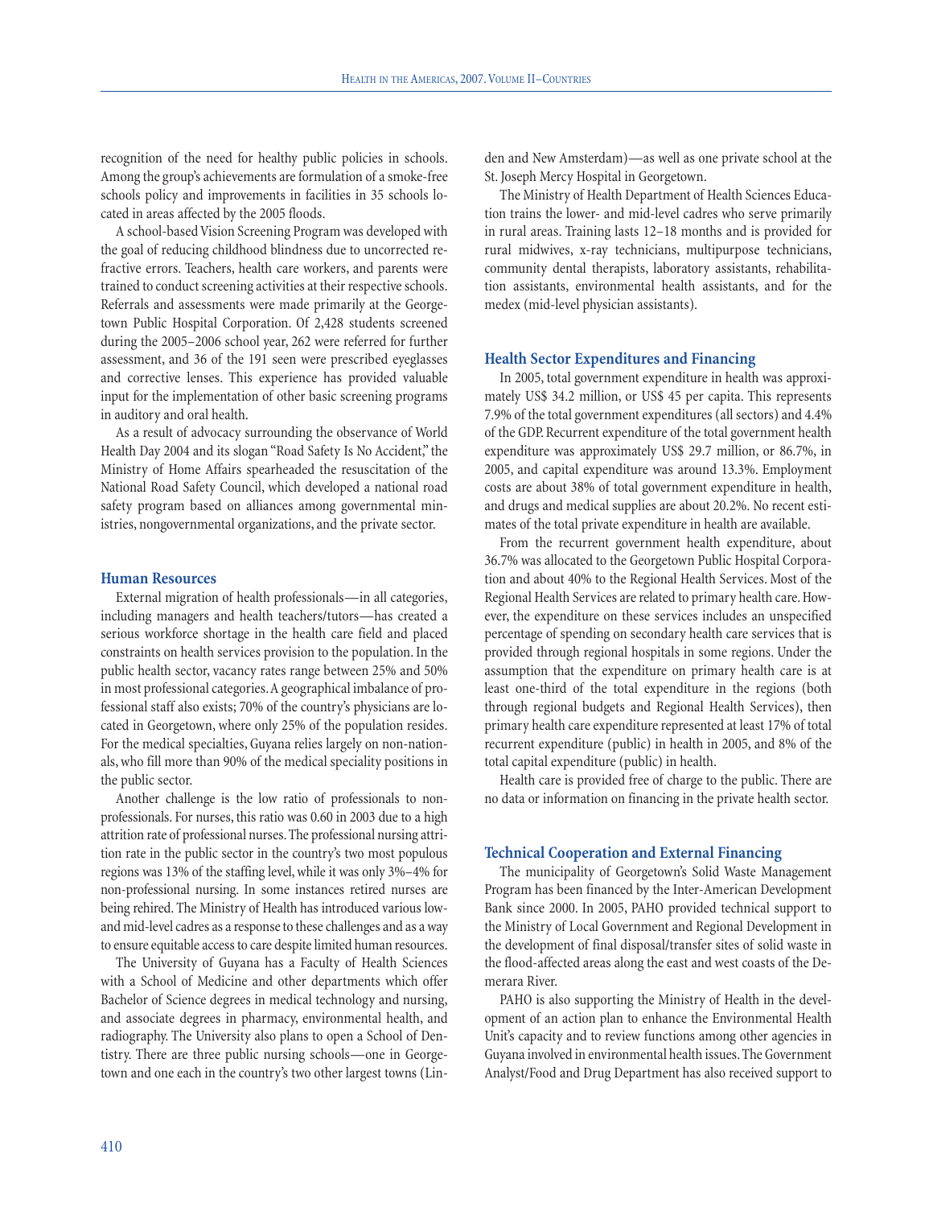recognition of the need for healthy public policies in schools. Among the group's achievements are formulation of a smoke-free schools policy and improvements in facilities in 35 schools located in areas affected by the 2005 floods.

A school-based Vision Screening Program was developed with the goal of reducing childhood blindness due to uncorrected refractive errors. Teachers, health care workers, and parents were trained to conduct screening activities at their respective schools. Referrals and assessments were made primarily at the Georgetown Public Hospital Corporation. Of 2,428 students screened during the 2005–2006 school year, 262 were referred for further assessment, and 36 of the 191 seen were prescribed eyeglasses and corrective lenses. This experience has provided valuable input for the implementation of other basic screening programs in auditory and oral health.

As a result of advocacy surrounding the observance of World Health Day 2004 and its slogan "Road Safety Is No Accident," the Ministry of Home Affairs spearheaded the resuscitation of the National Road Safety Council, which developed a national road safety program based on alliances among governmental ministries, nongovernmental organizations, and the private sector.

### Human Resources

External migration of health professionals—in all categories, including managers and health teachers/tutors—has created a serious workforce shortage in the health care field and placed constraints on health services provision to the population. In the public health sector, vacancy rates range between 25% and 50% in most professional categories. A geographical imbalance of professional staff also exists; 70% of the country's physicians are located in Georgetown, where only 25% of the population resides. For the medical specialties, Guyana relies largely on non-nationals, who fill more than 90% of the medical speciality positions in the public sector.

Another challenge is the low ratio of professionals to nonprofessionals. For nurses, this ratio was 0.60 in 2003 due to a high attrition rate of professional nurses. The professional nursing attrition rate in the public sector in the country's two most populous regions was 13% of the staffing level, while it was only 3%–4% for non-professional nursing. In some instances retired nurses are being rehired. The Ministry of Health has introduced various low- and mid-level cadres as a response to these challenges and as a way to ensure equitable access to care despite limited human resources.

The University of Guyana has a Faculty of Health Sciences with a School of Medicine and other departments which offer Bachelor of Science degrees in medical technology and nursing, and associate degrees in pharmacy, environmental health, and radiography. The University also plans to open a School of Dentistry. There are three public nursing schools—one in Georgetown and one each in the country's two other largest towns (Linden and New Amsterdam)—as well as one private school at the St. Joseph Mercy Hospital in Georgetown.

The Ministry of Health Department of Health Sciences Education trains the lower- and mid-level cadres who serve primarily in rural areas. Training lasts 12–18 months and is provided for rural midwives, x-ray technicians, multipurpose technicians, community dental therapists, laboratory assistants, rehabilitation assistants, environmental health assistants, and for the medex (mid-level physician assistants).

### Health Sector Expenditures and Financing

In 2005, total government expenditure in health was approximately US$ 34.2 million, or US$ 45 per capita. This represents 7.9% of the total government expenditures (all sectors) and 4.4% of the GDP. Recurrent expenditure of the total government health expenditure was approximately US$ 29.7 million, or 86.7%, in 2005, and capital expenditure was around 13.3%. Employment costs are about 38% of total government expenditure in health, and drugs and medical supplies are about 20.2%. No recent estimates of the total private expenditure in health are available.

From the recurrent government health expenditure, about 36.7% was allocated to the Georgetown Public Hospital Corporation and about 40% to the Regional Health Services. Most of the Regional Health Services are related to primary health care. However, the expenditure on these services includes an unspecified percentage of spending on secondary health care services that is provided through regional hospitals in some regions. Under the assumption that the expenditure on primary health care is at least one-third of the total expenditure in the regions (both through regional budgets and Regional Health Services), then primary health care expenditure represented at least 17% of total recurrent expenditure (public) in health in 2005, and 8% of the total capital expenditure (public) in health.

Health care is provided free of charge to the public. There are no data or information on financing in the private health sector.

### Technical Cooperation and External Financing

The municipality of Georgetown's Solid Waste Management Program has been financed by the Inter-American Development Bank since 2000. In 2005, PAHO provided technical support to the Ministry of Local Government and Regional Development in the development of final disposal/transfer sites of solid waste in the flood-affected areas along the east and west coasts of the Demerara River.

PAHO is also supporting the Ministry of Health in the development of an action plan to enhance the Environmental Health Unit's capacity and to review functions among other agencies in Guyana involved in environmental health issues. The Government Analyst/Food and Drug Department has also received support to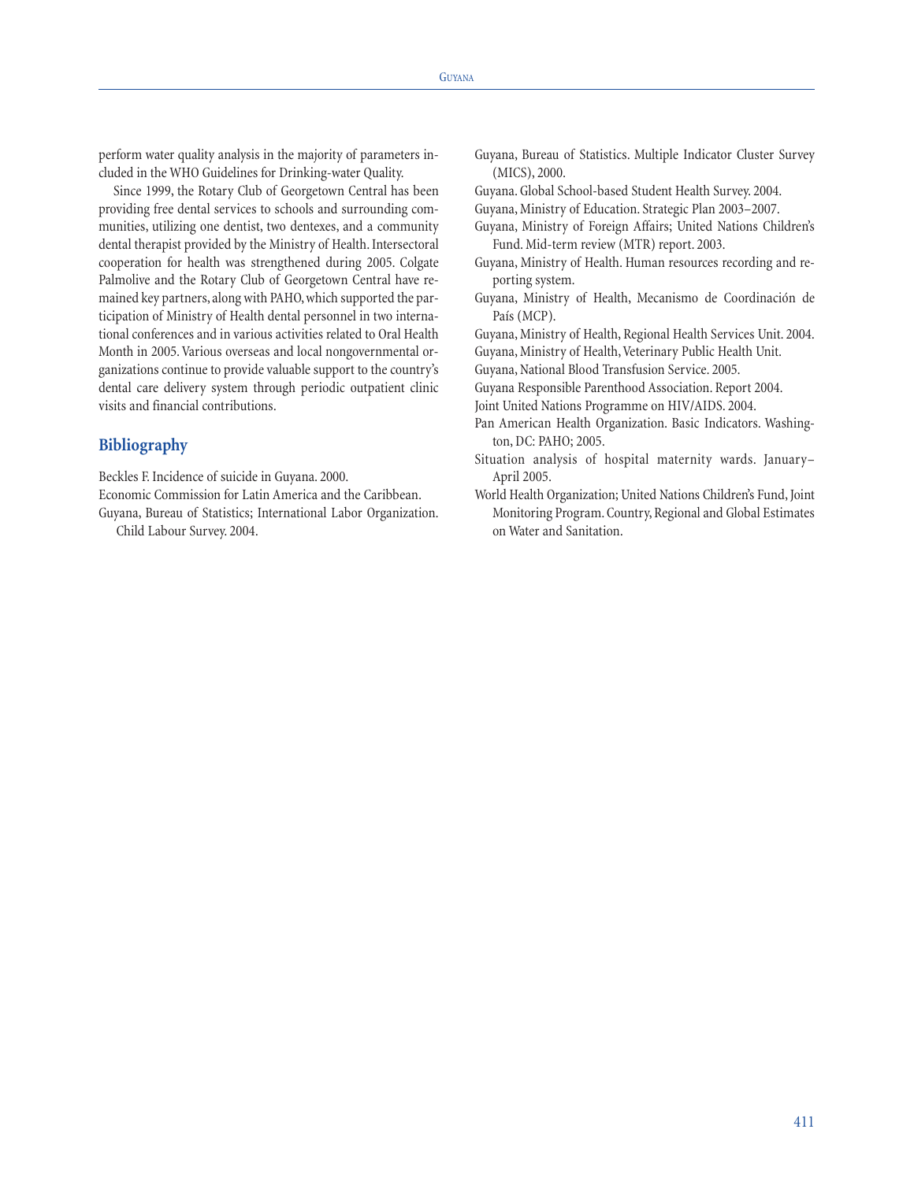perform water quality analysis in the majority of parameters included in the WHO Guidelines for Drinking-water Quality.

Since 1999, the Rotary Club of Georgetown Central has been providing free dental services to schools and surrounding communities, utilizing one dentist, two dentexes, and a community dental therapist provided by the Ministry of Health. Intersectoral cooperation for health was strengthened during 2005. Colgate Palmolive and the Rotary Club of Georgetown Central have remained key partners, along with PAHO, which supported the participation of Ministry of Health dental personnel in two international conferences and in various activities related to Oral Health Month in 2005. Various overseas and local nongovernmental organizations continue to provide valuable support to the country's dental care delivery system through periodic outpatient clinic visits and financial contributions.

## Bibliography

Beckles F. Incidence of suicide in Guyana. 2000.

Economic Commission for Latin America and the Caribbean.

Guyana, Bureau of Statistics; International Labor Organization. Child Labour Survey. 2004.

Guyana, Bureau of Statistics. Multiple Indicator Cluster Survey (MICS), 2000.

Guyana. Global School-based Student Health Survey. 2004.

Guyana, Ministry of Education. Strategic Plan 2003–2007.

Guyana, Ministry of Foreign Affairs; United Nations Children's Fund. Mid-term review (MTR) report. 2003.

Guyana, Ministry of Health. Human resources recording and reporting system.

Guyana, Ministry of Health, Mecanismo de Coordinación de País (MCP).

Guyana, Ministry of Health, Regional Health Services Unit. 2004.

Guyana, Ministry of Health, Veterinary Public Health Unit.

Guyana, National Blood Transfusion Service. 2005.

Guyana Responsible Parenthood Association. Report 2004.

Joint United Nations Programme on HIV/AIDS. 2004.

Pan American Health Organization. Basic Indicators. Washington, DC: PAHO; 2005.

Situation analysis of hospital maternity wards. January–April 2005.

World Health Organization; United Nations Children's Fund, Joint Monitoring Program. Country, Regional and Global Estimates on Water and Sanitation.